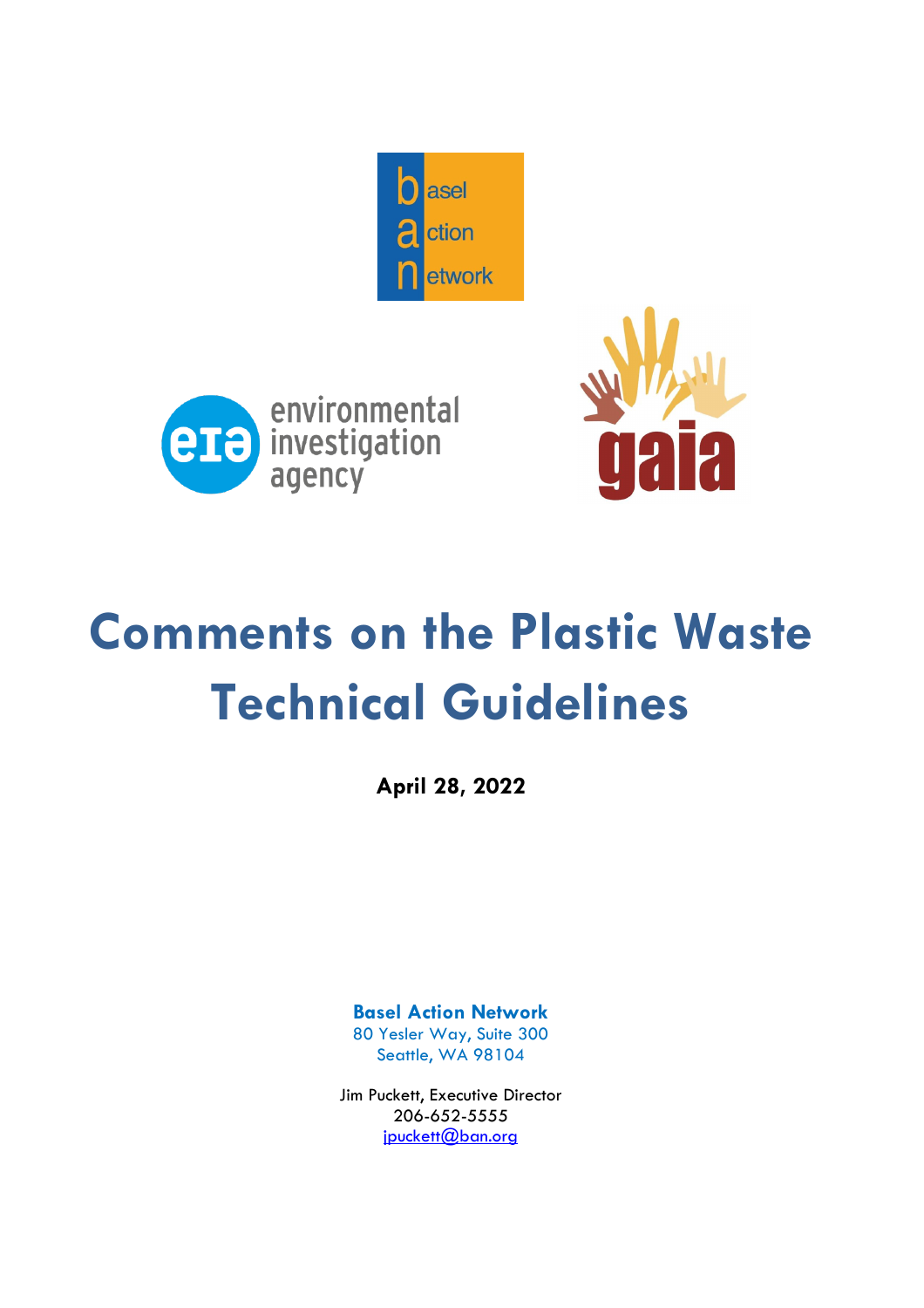# Comments on the Plastic Waste Technical Guidelines

**April 28, 2022**

**Basel Action Network**
80 Yesler Way, Suite 300
Seattle, WA 98104

Jim Puckett, Executive Director
206-652-5555
jpuckett@ban.org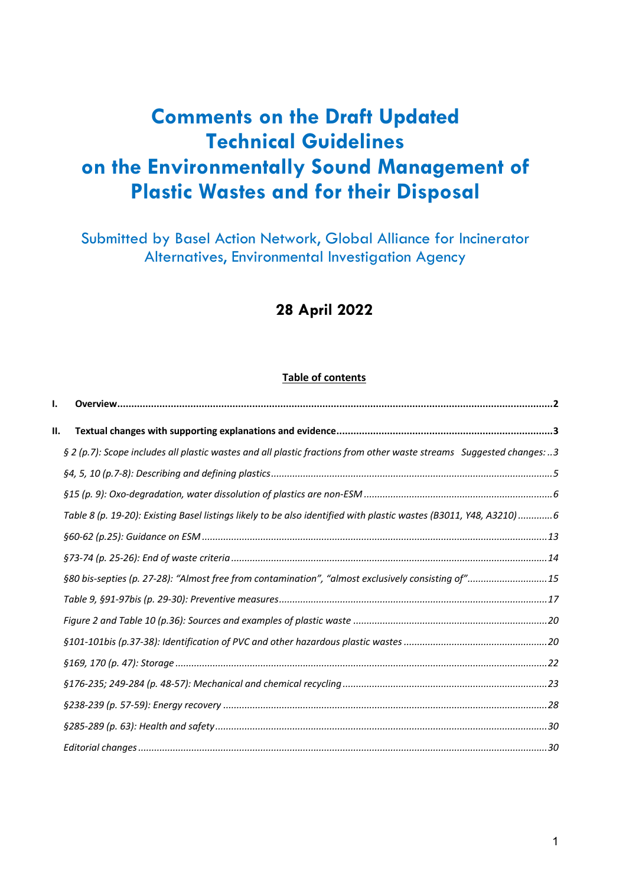# Comments on the Draft Updated Technical Guidelines on the Environmentally Sound Management of Plastic Wastes and for their Disposal

Submitted by Basel Action Network, Global Alliance for Incinerator Alternatives, Environmental Investigation Agency

**28 April 2022**

**Table of contents**

**I. Overview** ......... **2**

**II. Textual changes with supporting explanations and evidence** ......... **3**

*§ 2 (p.7): Scope includes all plastic wastes and all plastic fractions from other waste streams Suggested changes:* ......... *3*

*§4, 5, 10 (p.7-8): Describing and defining plastics* ......... *5*

*§15 (p. 9): Oxo-degradation, water dissolution of plastics are non-ESM* ......... *6*

*Table 8 (p. 19-20): Existing Basel listings likely to be also identified with plastic wastes (B3011, Y48, A3210)* ......... *6*

*§60-62 (p.25): Guidance on ESM* ......... *13*

*§73-74 (p. 25-26): End of waste criteria* ......... *14*

*§80 bis-septies (p. 27-28): "Almost free from contamination", "almost exclusively consisting of"* ......... *15*

*Table 9, §91-97bis (p. 29-30): Preventive measures* ......... *17*

*Figure 2 and Table 10 (p.36): Sources and examples of plastic waste* ......... *20*

*§101-101bis (p.37-38): Identification of PVC and other hazardous plastic wastes* ......... *20*

*§169, 170 (p. 47): Storage* ......... *22*

*§176-235; 249-284 (p. 48-57): Mechanical and chemical recycling* ......... *23*

*§238-239 (p. 57-59): Energy recovery* ......... *28*

*§285-289 (p. 63): Health and safety* ......... *30*

*Editorial changes* ......... *30*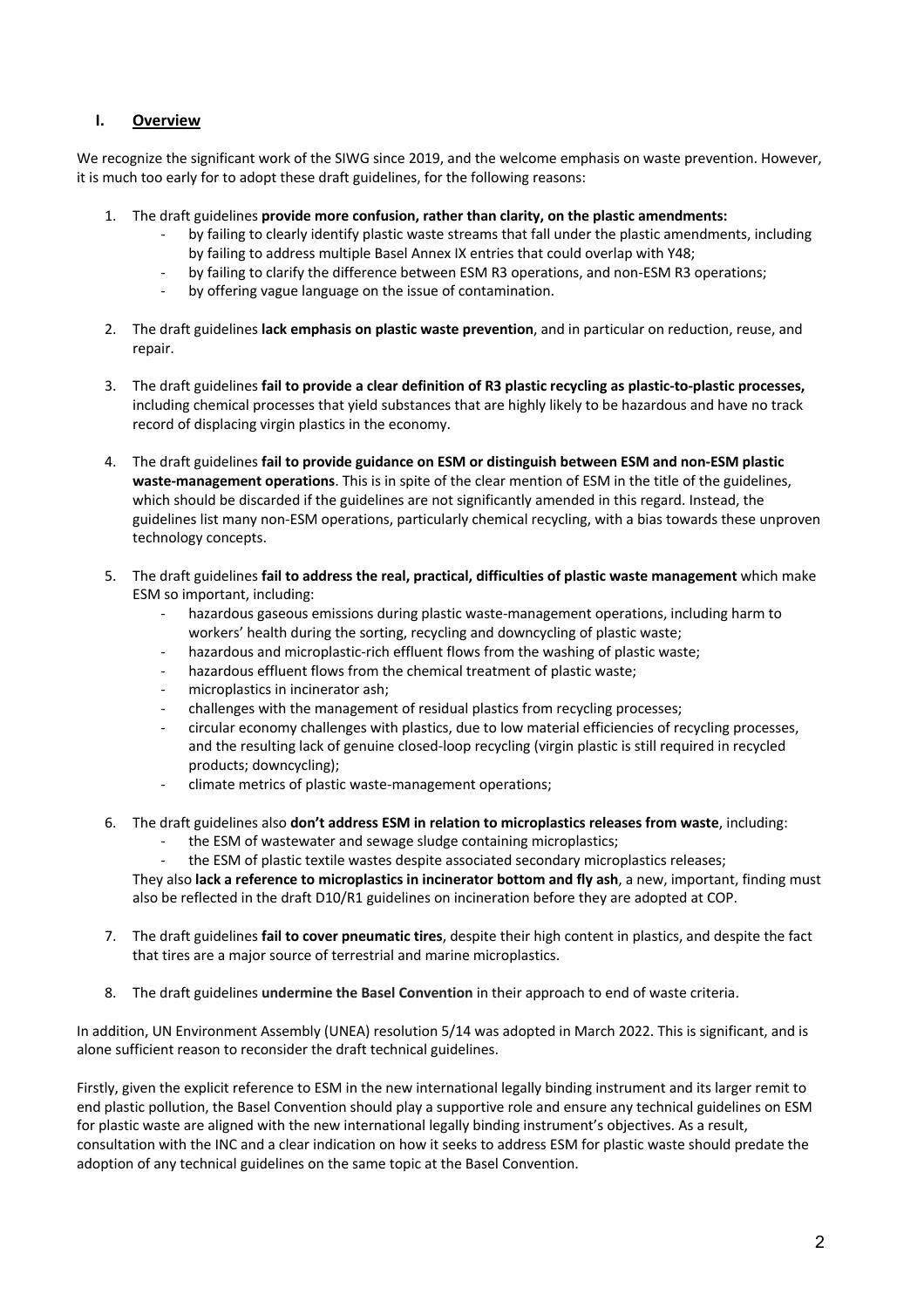## I. Overview

We recognize the significant work of the SIWG since 2019, and the welcome emphasis on waste prevention. However, it is much too early for to adopt these draft guidelines, for the following reasons:

1. The draft guidelines **provide more confusion, rather than clarity, on the plastic amendments:**
   - by failing to clearly identify plastic waste streams that fall under the plastic amendments, including by failing to address multiple Basel Annex IX entries that could overlap with Y48;
   - by failing to clarify the difference between ESM R3 operations, and non-ESM R3 operations;
   - by offering vague language on the issue of contamination.

2. The draft guidelines **lack emphasis on plastic waste prevention**, and in particular on reduction, reuse, and repair.

3. The draft guidelines **fail to provide a clear definition of R3 plastic recycling as plastic-to-plastic processes,** including chemical processes that yield substances that are highly likely to be hazardous and have no track record of displacing virgin plastics in the economy.

4. The draft guidelines **fail to provide guidance on ESM or distinguish between ESM and non-ESM plastic waste-management operations**. This is in spite of the clear mention of ESM in the title of the guidelines, which should be discarded if the guidelines are not significantly amended in this regard. Instead, the guidelines list many non-ESM operations, particularly chemical recycling, with a bias towards these unproven technology concepts.

5. The draft guidelines **fail to address the real, practical, difficulties of plastic waste management** which make ESM so important, including:
   - hazardous gaseous emissions during plastic waste-management operations, including harm to workers' health during the sorting, recycling and downcycling of plastic waste;
   - hazardous and microplastic-rich effluent flows from the washing of plastic waste;
   - hazardous effluent flows from the chemical treatment of plastic waste;
   - microplastics in incinerator ash;
   - challenges with the management of residual plastics from recycling processes;
   - circular economy challenges with plastics, due to low material efficiencies of recycling processes, and the resulting lack of genuine closed-loop recycling (virgin plastic is still required in recycled products; downcycling);
   - climate metrics of plastic waste-management operations;

6. The draft guidelines also **don't address ESM in relation to microplastics releases from waste**, including:
   - the ESM of wastewater and sewage sludge containing microplastics;
   - the ESM of plastic textile wastes despite associated secondary microplastics releases;

   They also **lack a reference to microplastics in incinerator bottom and fly ash**, a new, important, finding must also be reflected in the draft D10/R1 guidelines on incineration before they are adopted at COP.

7. The draft guidelines **fail to cover pneumatic tires**, despite their high content in plastics, and despite the fact that tires are a major source of terrestrial and marine microplastics.

8. The draft guidelines **undermine the Basel Convention** in their approach to end of waste criteria.

In addition, UN Environment Assembly (UNEA) resolution 5/14 was adopted in March 2022. This is significant, and is alone sufficient reason to reconsider the draft technical guidelines.

Firstly, given the explicit reference to ESM in the new international legally binding instrument and its larger remit to end plastic pollution, the Basel Convention should play a supportive role and ensure any technical guidelines on ESM for plastic waste are aligned with the new international legally binding instrument's objectives. As a result, consultation with the INC and a clear indication on how it seeks to address ESM for plastic waste should predate the adoption of any technical guidelines on the same topic at the Basel Convention.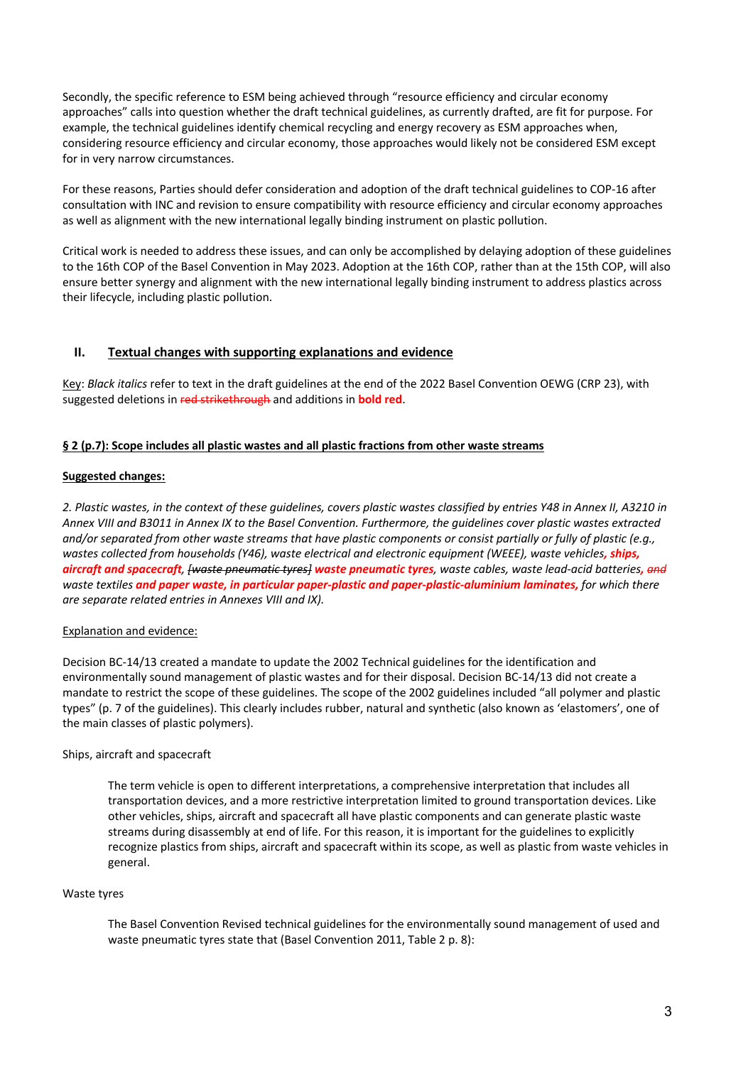Secondly, the specific reference to ESM being achieved through "resource efficiency and circular economy approaches" calls into question whether the draft technical guidelines, as currently drafted, are fit for purpose. For example, the technical guidelines identify chemical recycling and energy recovery as ESM approaches when, considering resource efficiency and circular economy, those approaches would likely not be considered ESM except for in very narrow circumstances.

For these reasons, Parties should defer consideration and adoption of the draft technical guidelines to COP-16 after consultation with INC and revision to ensure compatibility with resource efficiency and circular economy approaches as well as alignment with the new international legally binding instrument on plastic pollution.

Critical work is needed to address these issues, and can only be accomplished by delaying adoption of these guidelines to the 16th COP of the Basel Convention in May 2023. Adoption at the 16th COP, rather than at the 15th COP, will also ensure better synergy and alignment with the new international legally binding instrument to address plastics across their lifecycle, including plastic pollution.

## II. Textual changes with supporting explanations and evidence

Key: *Black italics* refer to text in the draft guidelines at the end of the 2022 Basel Convention OEWG (CRP 23), with suggested deletions in ~~red strikethrough~~ and additions in **bold red**.

### § 2 (p.7): Scope includes all plastic wastes and all plastic fractions from other waste streams

**Suggested changes:**

*2. Plastic wastes, in the context of these guidelines, covers plastic wastes classified by entries Y48 in Annex II, A3210 in Annex VIII and B3011 in Annex IX to the Basel Convention. Furthermore, the guidelines cover plastic wastes extracted and/or separated from other waste streams that have plastic components or consist partially or fully of plastic (e.g., wastes collected from households (Y46), waste electrical and electronic equipment (WEEE), waste vehicles*, ***ships, aircraft and spacecraft****, ~~[waste pneumatic tyres]~~* ***waste pneumatic tyres****, waste cables, waste lead-acid batteries*~~, and~~ *waste textiles* ***and paper waste, in particular paper-plastic and paper-plastic-aluminium laminates,*** *for which there are separate related entries in Annexes VIII and IX).*

Explanation and evidence:

Decision BC-14/13 created a mandate to update the 2002 Technical guidelines for the identification and environmentally sound management of plastic wastes and for their disposal. Decision BC-14/13 did not create a mandate to restrict the scope of these guidelines. The scope of the 2002 guidelines included "all polymer and plastic types" (p. 7 of the guidelines). This clearly includes rubber, natural and synthetic (also known as 'elastomers', one of the main classes of plastic polymers).

Ships, aircraft and spacecraft

> The term vehicle is open to different interpretations, a comprehensive interpretation that includes all transportation devices, and a more restrictive interpretation limited to ground transportation devices. Like other vehicles, ships, aircraft and spacecraft all have plastic components and can generate plastic waste streams during disassembly at end of life. For this reason, it is important for the guidelines to explicitly recognize plastics from ships, aircraft and spacecraft within its scope, as well as plastic from waste vehicles in general.

Waste tyres

> The Basel Convention Revised technical guidelines for the environmentally sound management of used and waste pneumatic tyres state that (Basel Convention 2011, Table 2 p. 8):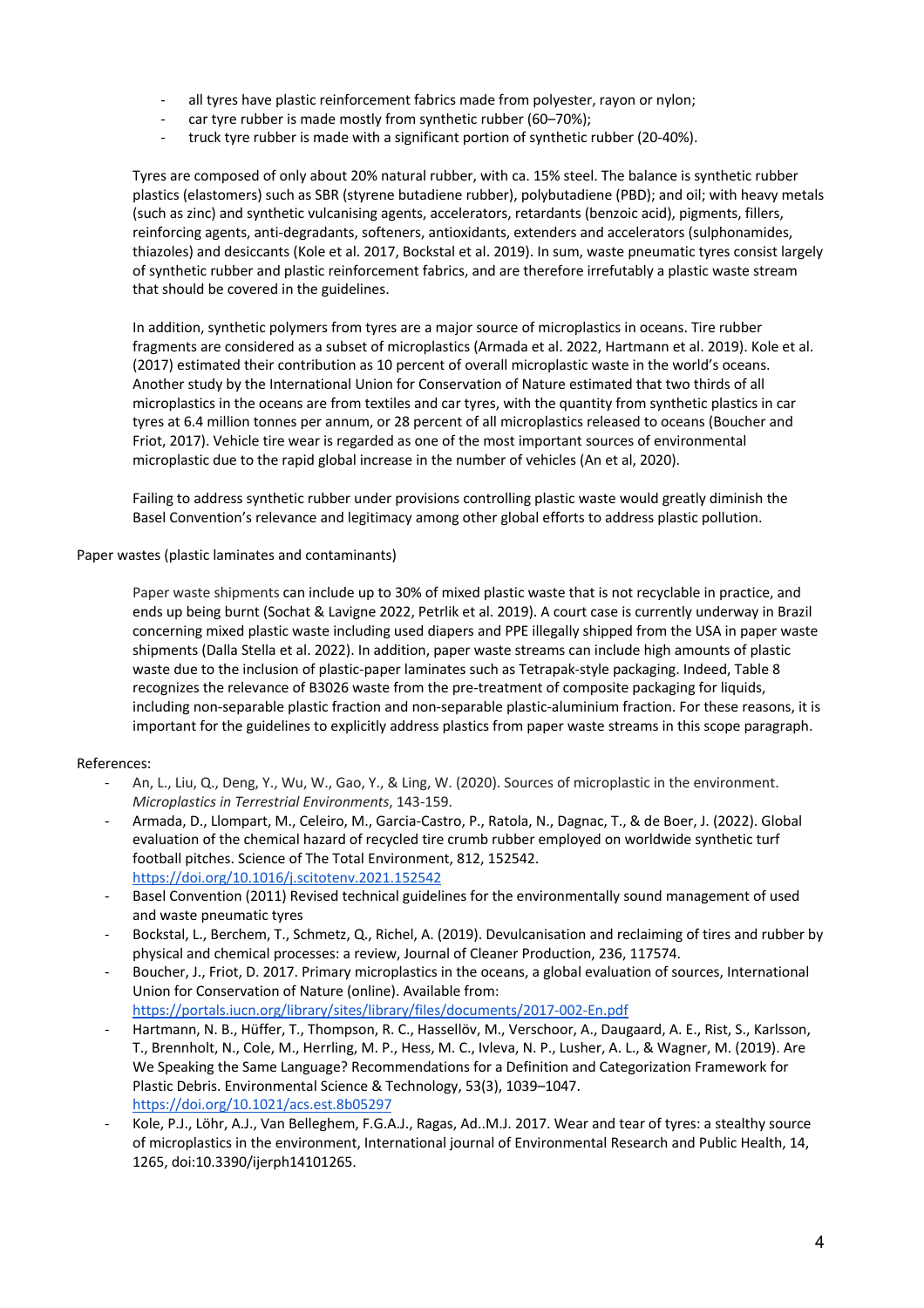- all tyres have plastic reinforcement fabrics made from polyester, rayon or nylon;
- car tyre rubber is made mostly from synthetic rubber (60–70%);
- truck tyre rubber is made with a significant portion of synthetic rubber (20-40%).

Tyres are composed of only about 20% natural rubber, with ca. 15% steel. The balance is synthetic rubber plastics (elastomers) such as SBR (styrene butadiene rubber), polybutadiene (PBD); and oil; with heavy metals (such as zinc) and synthetic vulcanising agents, accelerators, retardants (benzoic acid), pigments, fillers, reinforcing agents, anti-degradants, softeners, antioxidants, extenders and accelerators (sulphonamides, thiazoles) and desiccants (Kole et al. 2017, Bockstal et al. 2019). In sum, waste pneumatic tyres consist largely of synthetic rubber and plastic reinforcement fabrics, and are therefore irrefutably a plastic waste stream that should be covered in the guidelines.

In addition, synthetic polymers from tyres are a major source of microplastics in oceans. Tire rubber fragments are considered as a subset of microplastics (Armada et al. 2022, Hartmann et al. 2019). Kole et al. (2017) estimated their contribution as 10 percent of overall microplastic waste in the world's oceans. Another study by the International Union for Conservation of Nature estimated that two thirds of all microplastics in the oceans are from textiles and car tyres, with the quantity from synthetic plastics in car tyres at 6.4 million tonnes per annum, or 28 percent of all microplastics released to oceans (Boucher and Friot, 2017). Vehicle tire wear is regarded as one of the most important sources of environmental microplastic due to the rapid global increase in the number of vehicles (An et al, 2020).

Failing to address synthetic rubber under provisions controlling plastic waste would greatly diminish the Basel Convention's relevance and legitimacy among other global efforts to address plastic pollution.

Paper wastes (plastic laminates and contaminants)

Paper waste shipments can include up to 30% of mixed plastic waste that is not recyclable in practice, and ends up being burnt (Sochat & Lavigne 2022, Petrlik et al. 2019). A court case is currently underway in Brazil concerning mixed plastic waste including used diapers and PPE illegally shipped from the USA in paper waste shipments (Dalla Stella et al. 2022). In addition, paper waste streams can include high amounts of plastic waste due to the inclusion of plastic-paper laminates such as Tetrapak-style packaging. Indeed, Table 8 recognizes the relevance of B3026 waste from the pre-treatment of composite packaging for liquids, including non-separable plastic fraction and non-separable plastic-aluminium fraction. For these reasons, it is important for the guidelines to explicitly address plastics from paper waste streams in this scope paragraph.

References:

- An, L., Liu, Q., Deng, Y., Wu, W., Gao, Y., & Ling, W. (2020). Sources of microplastic in the environment. *Microplastics in Terrestrial Environments*, 143-159.
- Armada, D., Llompart, M., Celeiro, M., Garcia-Castro, P., Ratola, N., Dagnac, T., & de Boer, J. (2022). Global evaluation of the chemical hazard of recycled tire crumb rubber employed on worldwide synthetic turf football pitches. Science of The Total Environment, 812, 152542. https://doi.org/10.1016/j.scitotenv.2021.152542
- Basel Convention (2011) Revised technical guidelines for the environmentally sound management of used and waste pneumatic tyres
- Bockstal, L., Berchem, T., Schmetz, Q., Richel, A. (2019). Devulcanisation and reclaiming of tires and rubber by physical and chemical processes: a review, Journal of Cleaner Production, 236, 117574.
- Boucher, J., Friot, D. 2017. Primary microplastics in the oceans, a global evaluation of sources, International Union for Conservation of Nature (online). Available from: https://portals.iucn.org/library/sites/library/files/documents/2017-002-En.pdf
- Hartmann, N. B., Hüffer, T., Thompson, R. C., Hassellöv, M., Verschoor, A., Daugaard, A. E., Rist, S., Karlsson, T., Brennholt, N., Cole, M., Herrling, M. P., Hess, M. C., Ivleva, N. P., Lusher, A. L., & Wagner, M. (2019). Are We Speaking the Same Language? Recommendations for a Definition and Categorization Framework for Plastic Debris. Environmental Science & Technology, 53(3), 1039–1047. https://doi.org/10.1021/acs.est.8b05297
- Kole, P.J., Löhr, A.J., Van Belleghem, F.G.A.J., Ragas, Ad..M.J. 2017. Wear and tear of tyres: a stealthy source of microplastics in the environment, International journal of Environmental Research and Public Health, 14, 1265, doi:10.3390/ijerph14101265.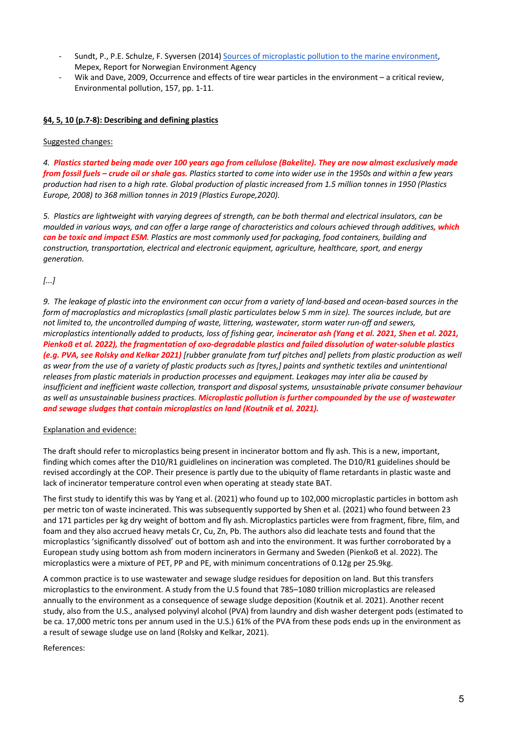- Sundt, P., P.E. Schulze, F. Syversen (2014) Sources of microplastic pollution to the marine environment, Mepex, Report for Norwegian Environment Agency
- Wik and Dave, 2009, Occurrence and effects of tire wear particles in the environment – a critical review, Environmental pollution, 157, pp. 1-11.

**§4, 5, 10 (p.7-8): Describing and defining plastics**

Suggested changes:

*4. **Plastics started being made over 100 years ago from cellulose (Bakelite). They are now almost exclusively made from fossil fuels – crude oil or shale gas.** Plastics started to come into wider use in the 1950s and within a few years production had risen to a high rate. Global production of plastic increased from 1.5 million tonnes in 1950 (Plastics Europe, 2008) to 368 million tonnes in 2019 (Plastics Europe,2020).*

*5. Plastics are lightweight with varying degrees of strength, can be both thermal and electrical insulators, can be moulded in various ways, and can offer a large range of characteristics and colours achieved through additives**, which can be toxic and impact ESM**. Plastics are most commonly used for packaging, food containers, building and construction, transportation, electrical and electronic equipment, agriculture, healthcare, sport, and energy generation.*

*[...]*

*9. The leakage of plastic into the environment can occur from a variety of land-based and ocean-based sources in the form of macroplastics and microplastics (small plastic particulates below 5 mm in size). The sources include, but are not limited to, the uncontrolled dumping of waste, littering, wastewater, storm water run-off and sewers, microplastics intentionally added to products, loss of fishing gear, **incinerator ash (Yang et al. 2021, Shen et al. 2021, Pienkoß et al. 2022), the fragmentation of oxo-degradable plastics and failed dissolution of water-soluble plastics (e.g. PVA, see Rolsky and Kelkar 2021)** [rubber granulate from turf pitches and] pellets from plastic production as well as wear from the use of a variety of plastic products such as [tyres,] paints and synthetic textiles and unintentional releases from plastic materials in production processes and equipment. Leakages may inter alia be caused by insufficient and inefficient waste collection, transport and disposal systems, unsustainable private consumer behaviour as well as unsustainable business practices. **Microplastic pollution is further compounded by the use of wastewater and sewage sludges that contain microplastics on land (Koutnik et al. 2021).***

Explanation and evidence:

The draft should refer to microplastics being present in incinerator bottom and fly ash. This is a new, important, finding which comes after the D10/R1 guidelines on incineration was completed. The D10/R1 guidelines should be revised accordingly at the COP. Their presence is partly due to the ubiquity of flame retardants in plastic waste and lack of incinerator temperature control even when operating at steady state BAT.

The first study to identify this was by Yang et al. (2021) who found up to 102,000 microplastic particles in bottom ash per metric ton of waste incinerated. This was subsequently supported by Shen et al. (2021) who found between 23 and 171 particles per kg dry weight of bottom and fly ash. Microplastics particles were from fragment, fibre, film, and foam and they also accrued heavy metals Cr, Cu, Zn, Pb. The authors also did leachate tests and found that the microplastics 'significantly dissolved' out of bottom ash and into the environment. It was further corroborated by a European study using bottom ash from modern incinerators in Germany and Sweden (Pienkoß et al. 2022). The microplastics were a mixture of PET, PP and PE, with minimum concentrations of 0.12g per 25.9kg.

A common practice is to use wastewater and sewage sludge residues for deposition on land. But this transfers microplastics to the environment. A study from the U.S found that 785–1080 trillion microplastics are released annually to the environment as a consequence of sewage sludge deposition (Koutnik et al. 2021). Another recent study, also from the U.S., analysed polyvinyl alcohol (PVA) from laundry and dish washer detergent pods (estimated to be ca. 17,000 metric tons per annum used in the U.S.) 61% of the PVA from these pods ends up in the environment as a result of sewage sludge use on land (Rolsky and Kelkar, 2021).

References: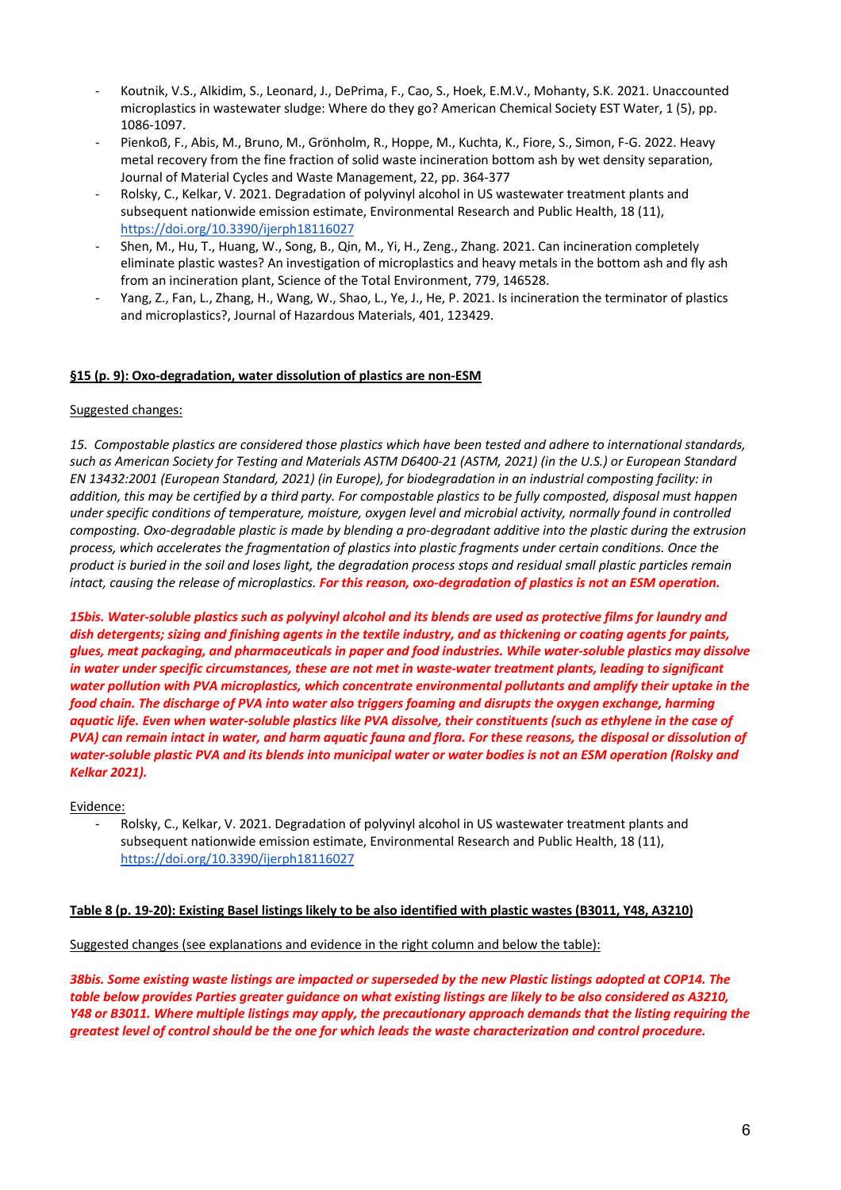- Koutnik, V.S., Alkidim, S., Leonard, J., DePrima, F., Cao, S., Hoek, E.M.V., Mohanty, S.K. 2021. Unaccounted microplastics in wastewater sludge: Where do they go? American Chemical Society EST Water, 1 (5), pp. 1086-1097.
- Pienkoß, F., Abis, M., Bruno, M., Grönholm, R., Hoppe, M., Kuchta, K., Fiore, S., Simon, F-G. 2022. Heavy metal recovery from the fine fraction of solid waste incineration bottom ash by wet density separation, Journal of Material Cycles and Waste Management, 22, pp. 364-377
- Rolsky, C., Kelkar, V. 2021. Degradation of polyvinyl alcohol in US wastewater treatment plants and subsequent nationwide emission estimate, Environmental Research and Public Health, 18 (11), https://doi.org/10.3390/ijerph18116027
- Shen, M., Hu, T., Huang, W., Song, B., Qin, M., Yi, H., Zeng., Zhang. 2021. Can incineration completely eliminate plastic wastes? An investigation of microplastics and heavy metals in the bottom ash and fly ash from an incineration plant, Science of the Total Environment, 779, 146528.
- Yang, Z., Fan, L., Zhang, H., Wang, W., Shao, L., Ye, J., He, P. 2021. Is incineration the terminator of plastics and microplastics?, Journal of Hazardous Materials, 401, 123429.

**§15 (p. 9): Oxo-degradation, water dissolution of plastics are non-ESM**

Suggested changes:

*15. Compostable plastics are considered those plastics which have been tested and adhere to international standards, such as American Society for Testing and Materials ASTM D6400-21 (ASTM, 2021) (in the U.S.) or European Standard EN 13432:2001 (European Standard, 2021) (in Europe), for biodegradation in an industrial composting facility: in addition, this may be certified by a third party. For compostable plastics to be fully composted, disposal must happen under specific conditions of temperature, moisture, oxygen level and microbial activity, normally found in controlled composting. Oxo-degradable plastic is made by blending a pro-degradant additive into the plastic during the extrusion process, which accelerates the fragmentation of plastics into plastic fragments under certain conditions. Once the product is buried in the soil and loses light, the degradation process stops and residual small plastic particles remain intact, causing the release of microplastics.* ***For this reason, oxo-degradation of plastics is not an ESM operation.***

***15bis. Water-soluble plastics such as polyvinyl alcohol and its blends are used as protective films for laundry and dish detergents; sizing and finishing agents in the textile industry, and as thickening or coating agents for paints, glues, meat packaging, and pharmaceuticals in paper and food industries. While water-soluble plastics may dissolve in water under specific circumstances, these are not met in waste-water treatment plants, leading to significant water pollution with PVA microplastics, which concentrate environmental pollutants and amplify their uptake in the food chain. The discharge of PVA into water also triggers foaming and disrupts the oxygen exchange, harming aquatic life. Even when water-soluble plastics like PVA dissolve, their constituents (such as ethylene in the case of PVA) can remain intact in water, and harm aquatic fauna and flora. For these reasons, the disposal or dissolution of water-soluble plastic PVA and its blends into municipal water or water bodies is not an ESM operation (Rolsky and Kelkar 2021).***

Evidence:

- Rolsky, C., Kelkar, V. 2021. Degradation of polyvinyl alcohol in US wastewater treatment plants and subsequent nationwide emission estimate, Environmental Research and Public Health, 18 (11), https://doi.org/10.3390/ijerph18116027

**Table 8 (p. 19-20): Existing Basel listings likely to be also identified with plastic wastes (B3011, Y48, A3210)**

Suggested changes (see explanations and evidence in the right column and below the table):

***38bis. Some existing waste listings are impacted or superseded by the new Plastic listings adopted at COP14. The table below provides Parties greater guidance on what existing listings are likely to be also considered as A3210, Y48 or B3011. Where multiple listings may apply, the precautionary approach demands that the listing requiring the greatest level of control should be the one for which leads the waste characterization and control procedure.***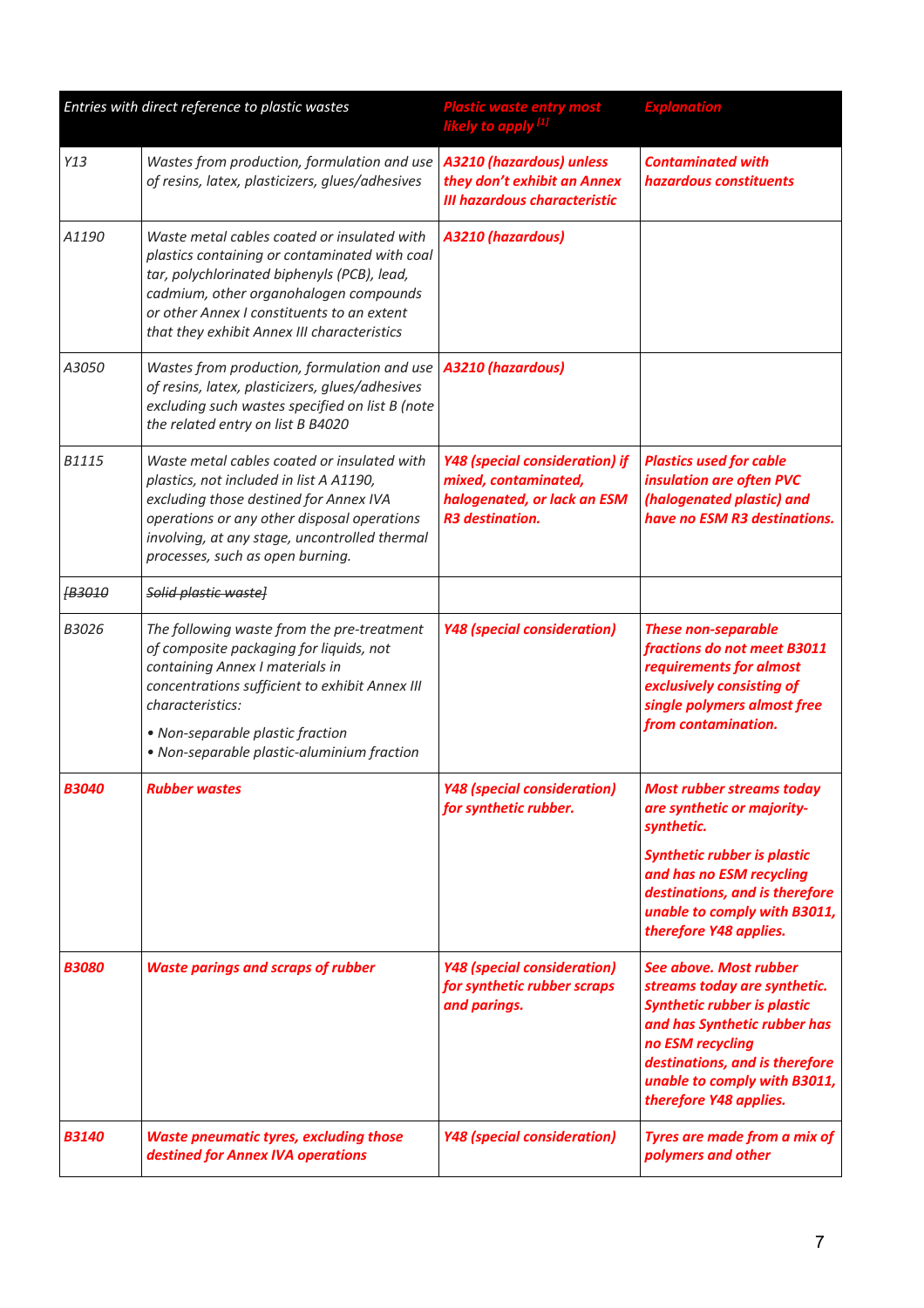| *Entries with direct reference to plastic wastes* | | ***Plastic waste entry most likely to apply* [1]** | ***Explanation*** |
|---|---|---|---|
| *Y13* | *Wastes from production, formulation and use of resins, latex, plasticizers, glues/adhesives* | ***A3210 (hazardous) unless they don't exhibit an Annex III hazardous characteristic*** | ***Contaminated with hazardous constituents*** |
| *A1190* | *Waste metal cables coated or insulated with plastics containing or contaminated with coal tar, polychlorinated biphenyls (PCB), lead, cadmium, other organohalogen compounds or other Annex I constituents to an extent that they exhibit Annex III characteristics* | ***A3210 (hazardous)*** | |
| *A3050* | *Wastes from production, formulation and use of resins, latex, plasticizers, glues/adhesives excluding such wastes specified on list B (note the related entry on list B B4020* | ***A3210 (hazardous)*** | |
| *B1115* | *Waste metal cables coated or insulated with plastics, not included in list A A1190, excluding those destined for Annex IVA operations or any other disposal operations involving, at any stage, uncontrolled thermal processes, such as open burning.* | ***Y48 (special consideration) if mixed, contaminated, halogenated, or lack an ESM R3 destination.*** | ***Plastics used for cable insulation are often PVC (halogenated plastic) and have no ESM R3 destinations.*** |
| *~~[B3010~~* | *~~Solid plastic waste]~~* | | |
| *B3026* | *The following waste from the pre-treatment of composite packaging for liquids, not containing Annex I materials in concentrations sufficient to exhibit Annex III characteristics:*<br>*• Non-separable plastic fraction*<br>*• Non-separable plastic-aluminium fraction* | ***Y48 (special consideration)*** | ***These non-separable fractions do not meet B3011 requirements for almost exclusively consisting of single polymers almost free from contamination.*** |
| ***B3040*** | ***Rubber wastes*** | ***Y48 (special consideration) for synthetic rubber.*** | ***Most rubber streams today are synthetic or majority-synthetic.***<br>***Synthetic rubber is plastic and has no ESM recycling destinations, and is therefore unable to comply with B3011, therefore Y48 applies.*** |
| ***B3080*** | ***Waste parings and scraps of rubber*** | ***Y48 (special consideration) for synthetic rubber scraps and parings.*** | ***See above. Most rubber streams today are synthetic. Synthetic rubber is plastic and has Synthetic rubber has no ESM recycling destinations, and is therefore unable to comply with B3011, therefore Y48 applies.*** |
| ***B3140*** | ***Waste pneumatic tyres, excluding those destined for Annex IVA operations*** | ***Y48 (special consideration)*** | ***Tyres are made from a mix of polymers and other*** |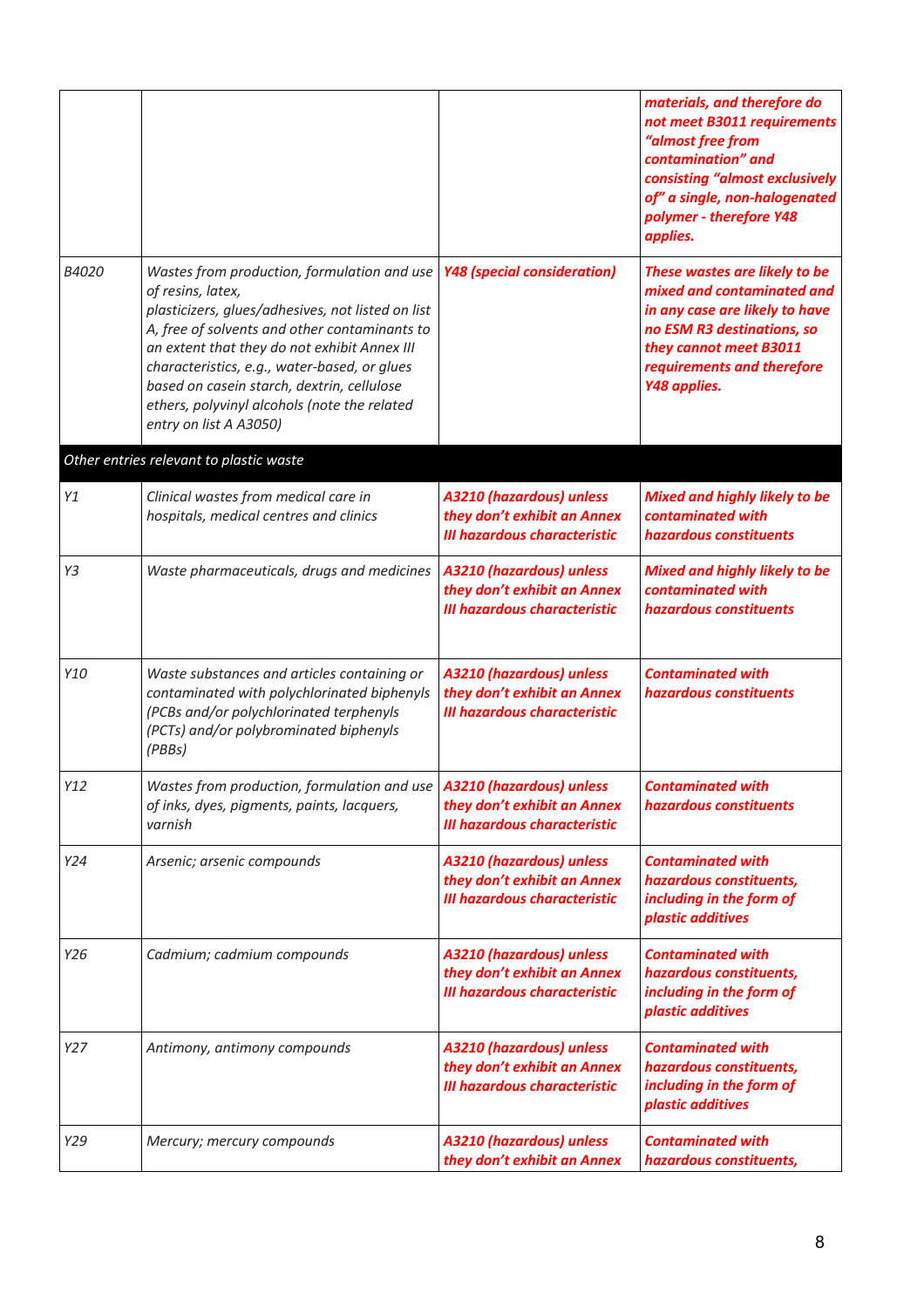| | | | |
|---|---|---|---|
| | | | ***materials, and therefore do not meet B3011 requirements "almost free from contamination" and consisting "almost exclusively of" a single, non-halogenated polymer - therefore Y48 applies.*** |
| *B4020* | *Wastes from production, formulation and use of resins, latex, plasticizers, glues/adhesives, not listed on list A, free of solvents and other contaminants to an extent that they do not exhibit Annex III characteristics, e.g., water-based, or glues based on casein starch, dextrin, cellulose ethers, polyvinyl alcohols (note the related entry on list A A3050)* | ***Y48 (special consideration)*** | ***These wastes are likely to be mixed and contaminated and in any case are likely to have no ESM R3 destinations, so they cannot meet B3011 requirements and therefore Y48 applies.*** |
| *Other entries relevant to plastic waste* | | | |
| *Y1* | *Clinical wastes from medical care in hospitals, medical centres and clinics* | ***A3210 (hazardous) unless they don't exhibit an Annex III hazardous characteristic*** | ***Mixed and highly likely to be contaminated with hazardous constituents*** |
| *Y3* | *Waste pharmaceuticals, drugs and medicines* | ***A3210 (hazardous) unless they don't exhibit an Annex III hazardous characteristic*** | ***Mixed and highly likely to be contaminated with hazardous constituents*** |
| *Y10* | *Waste substances and articles containing or contaminated with polychlorinated biphenyls (PCBs and/or polychlorinated terphenyls (PCTs) and/or polybrominated biphenyls (PBBs)* | ***A3210 (hazardous) unless they don't exhibit an Annex III hazardous characteristic*** | ***Contaminated with hazardous constituents*** |
| *Y12* | *Wastes from production, formulation and use of inks, dyes, pigments, paints, lacquers, varnish* | ***A3210 (hazardous) unless they don't exhibit an Annex III hazardous characteristic*** | ***Contaminated with hazardous constituents*** |
| *Y24* | *Arsenic; arsenic compounds* | ***A3210 (hazardous) unless they don't exhibit an Annex III hazardous characteristic*** | ***Contaminated with hazardous constituents, including in the form of plastic additives*** |
| *Y26* | *Cadmium; cadmium compounds* | ***A3210 (hazardous) unless they don't exhibit an Annex III hazardous characteristic*** | ***Contaminated with hazardous constituents, including in the form of plastic additives*** |
| *Y27* | *Antimony, antimony compounds* | ***A3210 (hazardous) unless they don't exhibit an Annex III hazardous characteristic*** | ***Contaminated with hazardous constituents, including in the form of plastic additives*** |
| *Y29* | *Mercury; mercury compounds* | ***A3210 (hazardous) unless they don't exhibit an Annex*** | ***Contaminated with hazardous constituents,*** |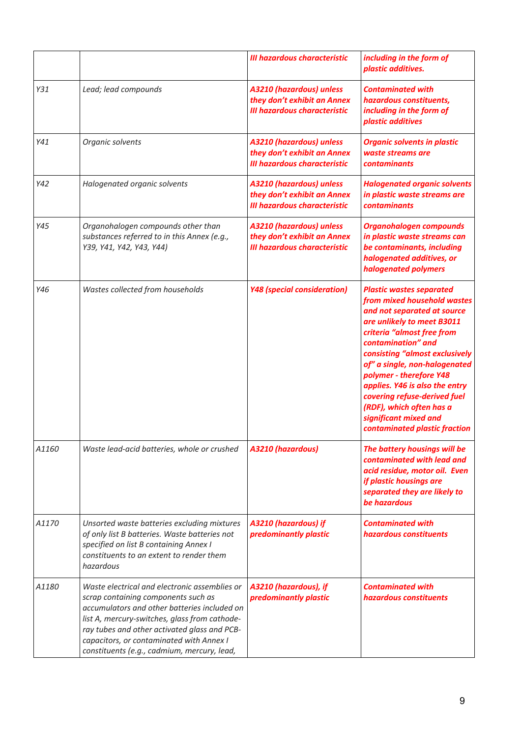| | | ***III hazardous characteristic*** | ***including in the form of plastic additives.*** |
|---|---|---|---|
| *Y31* | *Lead; lead compounds* | ***A3210 (hazardous) unless they don't exhibit an Annex III hazardous characteristic*** | ***Contaminated with hazardous constituents, including in the form of plastic additives*** |
| *Y41* | *Organic solvents* | ***A3210 (hazardous) unless they don't exhibit an Annex III hazardous characteristic*** | ***Organic solvents in plastic waste streams are contaminants*** |
| *Y42* | *Halogenated organic solvents* | ***A3210 (hazardous) unless they don't exhibit an Annex III hazardous characteristic*** | ***Halogenated organic solvents in plastic waste streams are contaminants*** |
| *Y45* | *Organohalogen compounds other than substances referred to in this Annex (e.g., Y39, Y41, Y42, Y43, Y44)* | ***A3210 (hazardous) unless they don't exhibit an Annex III hazardous characteristic*** | ***Organohalogen compounds in plastic waste streams can be contaminants, including halogenated additives, or halogenated polymers*** |
| *Y46* | *Wastes collected from households* | ***Y48 (special consideration)*** | ***Plastic wastes separated from mixed household wastes and not separated at source are unlikely to meet B3011 criteria "almost free from contamination" and consisting "almost exclusively of" a single, non-halogenated polymer - therefore Y48 applies. Y46 is also the entry covering refuse-derived fuel (RDF), which often has a significant mixed and contaminated plastic fraction*** |
| *A1160* | *Waste lead-acid batteries, whole or crushed* | ***A3210 (hazardous)*** | ***The battery housings will be contaminated with lead and acid residue, motor oil. Even if plastic housings are separated they are likely to be hazardous*** |
| *A1170* | *Unsorted waste batteries excluding mixtures of only list B batteries. Waste batteries not specified on list B containing Annex I constituents to an extent to render them hazardous* | ***A3210 (hazardous) if predominantly plastic*** | ***Contaminated with hazardous constituents*** |
| *A1180* | *Waste electrical and electronic assemblies or scrap containing components such as accumulators and other batteries included on list A, mercury-switches, glass from cathode-ray tubes and other activated glass and PCB-capacitors, or contaminated with Annex I constituents (e.g., cadmium, mercury, lead,* | ***A3210 (hazardous), if predominantly plastic*** | ***Contaminated with hazardous constituents*** |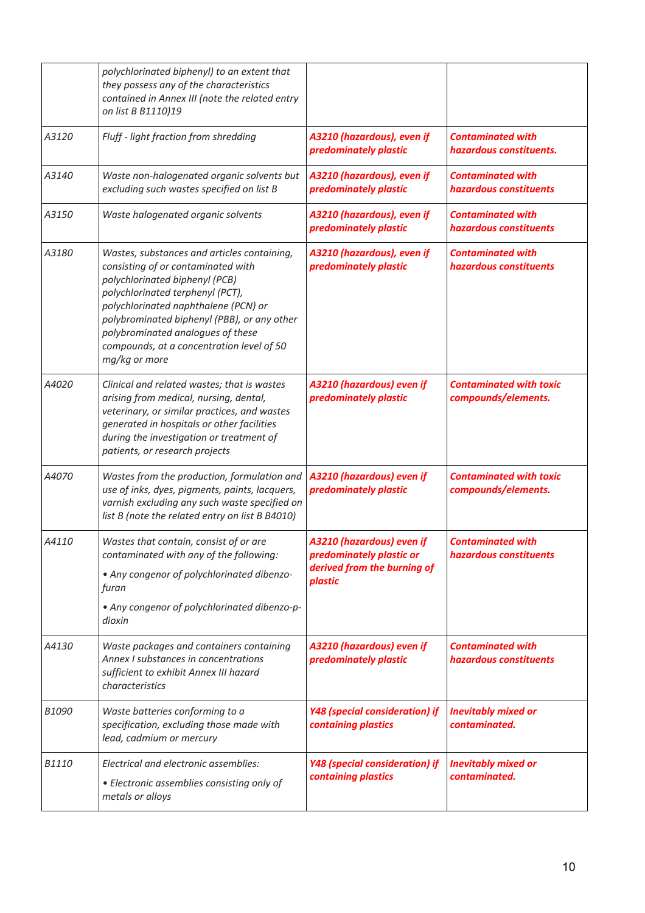| | | | |
|---|---|---|---|
| | *polychlorinated biphenyl) to an extent that they possess any of the characteristics contained in Annex III (note the related entry on list B B1110)19* | | |
| A3120 | *Fluff - light fraction from shredding* | ***A3210 (hazardous), even if predominately plastic*** | ***Contaminated with hazardous constituents.*** |
| A3140 | *Waste non-halogenated organic solvents but excluding such wastes specified on list B* | ***A3210 (hazardous), even if predominately plastic*** | ***Contaminated with hazardous constituents*** |
| A3150 | *Waste halogenated organic solvents* | ***A3210 (hazardous), even if predominately plastic*** | ***Contaminated with hazardous constituents*** |
| A3180 | *Wastes, substances and articles containing, consisting of or contaminated with polychlorinated biphenyl (PCB) polychlorinated terphenyl (PCT), polychlorinated naphthalene (PCN) or polybrominated biphenyl (PBB), or any other polybrominated analogues of these compounds, at a concentration level of 50 mg/kg or more* | ***A3210 (hazardous), even if predominately plastic*** | ***Contaminated with hazardous constituents*** |
| A4020 | *Clinical and related wastes; that is wastes arising from medical, nursing, dental, veterinary, or similar practices, and wastes generated in hospitals or other facilities during the investigation or treatment of patients, or research projects* | ***A3210 (hazardous) even if predominately plastic*** | ***Contaminated with toxic compounds/elements.*** |
| A4070 | *Wastes from the production, formulation and use of inks, dyes, pigments, paints, lacquers, varnish excluding any such waste specified on list B (note the related entry on list B B4010)* | ***A3210 (hazardous) even if predominately plastic*** | ***Contaminated with toxic compounds/elements.*** |
| A4110 | *Wastes that contain, consist of or are contaminated with any of the following:* <br> *• Any congenor of polychlorinated dibenzo-furan* <br> *• Any congenor of polychlorinated dibenzo-p-dioxin* | ***A3210 (hazardous) even if predominately plastic or derived from the burning of plastic*** | ***Contaminated with hazardous constituents*** |
| A4130 | *Waste packages and containers containing Annex I substances in concentrations sufficient to exhibit Annex III hazard characteristics* | ***A3210 (hazardous) even if predominately plastic*** | ***Contaminated with hazardous constituents*** |
| B1090 | *Waste batteries conforming to a specification, excluding those made with lead, cadmium or mercury* | ***Y48 (special consideration) if containing plastics*** | ***Inevitably mixed or contaminated.*** |
| B1110 | *Electrical and electronic assemblies:* <br> *• Electronic assemblies consisting only of metals or alloys* | ***Y48 (special consideration) if containing plastics*** | ***Inevitably mixed or contaminated.*** |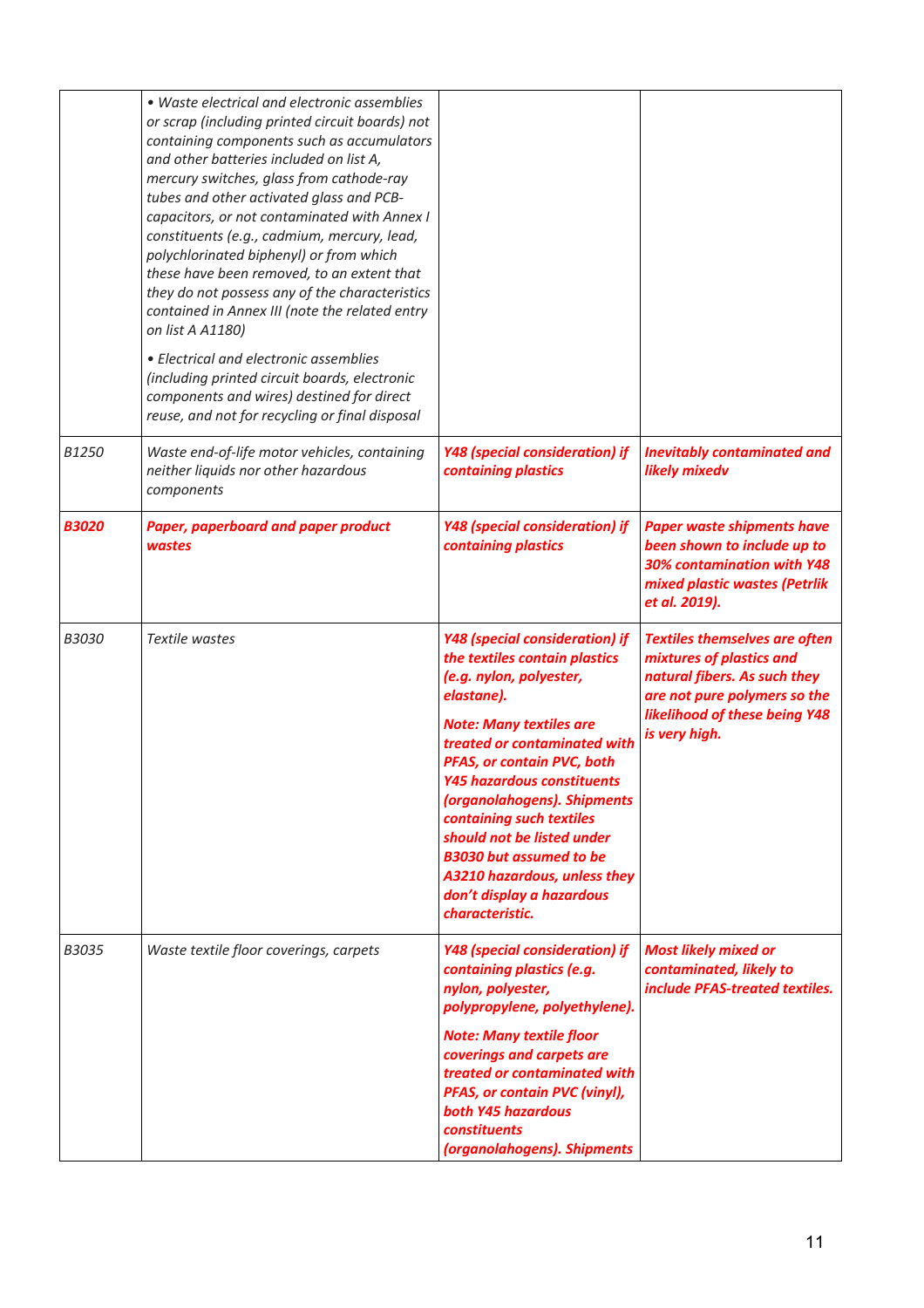| | | | |
|---|---|---|---|
| | *• Waste electrical and electronic assemblies or scrap (including printed circuit boards) not containing components such as accumulators and other batteries included on list A, mercury switches, glass from cathode-ray tubes and other activated glass and PCB-capacitors, or not contaminated with Annex I constituents (e.g., cadmium, mercury, lead, polychlorinated biphenyl) or from which these have been removed, to an extent that they do not possess any of the characteristics contained in Annex III (note the related entry on list A A1180)*<br><br>*• Electrical and electronic assemblies (including printed circuit boards, electronic components and wires) destined for direct reuse, and not for recycling or final disposal* | | |
| *B1250* | *Waste end-of-life motor vehicles, containing neither liquids nor other hazardous components* | ***Y48 (special consideration) if containing plastics*** | ***Inevitably contaminated and likely mixedv*** |
| ***B3020*** | ***Paper, paperboard and paper product wastes*** | ***Y48 (special consideration) if containing plastics*** | ***Paper waste shipments have been shown to include up to 30% contamination with Y48 mixed plastic wastes (Petrlik et al. 2019).*** |
| *B3030* | *Textile wastes* | ***Y48 (special consideration) if the textiles contain plastics (e.g. nylon, polyester, elastane).***<br><br>***Note: Many textiles are treated or contaminated with PFAS, or contain PVC, both Y45 hazardous constituents (organolahogens). Shipments containing such textiles should not be listed under B3030 but assumed to be A3210 hazardous, unless they don't display a hazardous characteristic.*** | ***Textiles themselves are often mixtures of plastics and natural fibers. As such they are not pure polymers so the likelihood of these being Y48 is very high.*** |
| *B3035* | *Waste textile floor coverings, carpets* | ***Y48 (special consideration) if containing plastics (e.g. nylon, polyester, polypropylene, polyethylene).***<br><br>***Note: Many textile floor coverings and carpets are treated or contaminated with PFAS, or contain PVC (vinyl), both Y45 hazardous constituents (organolahogens). Shipments*** | ***Most likely mixed or contaminated, likely to include PFAS-treated textiles.*** |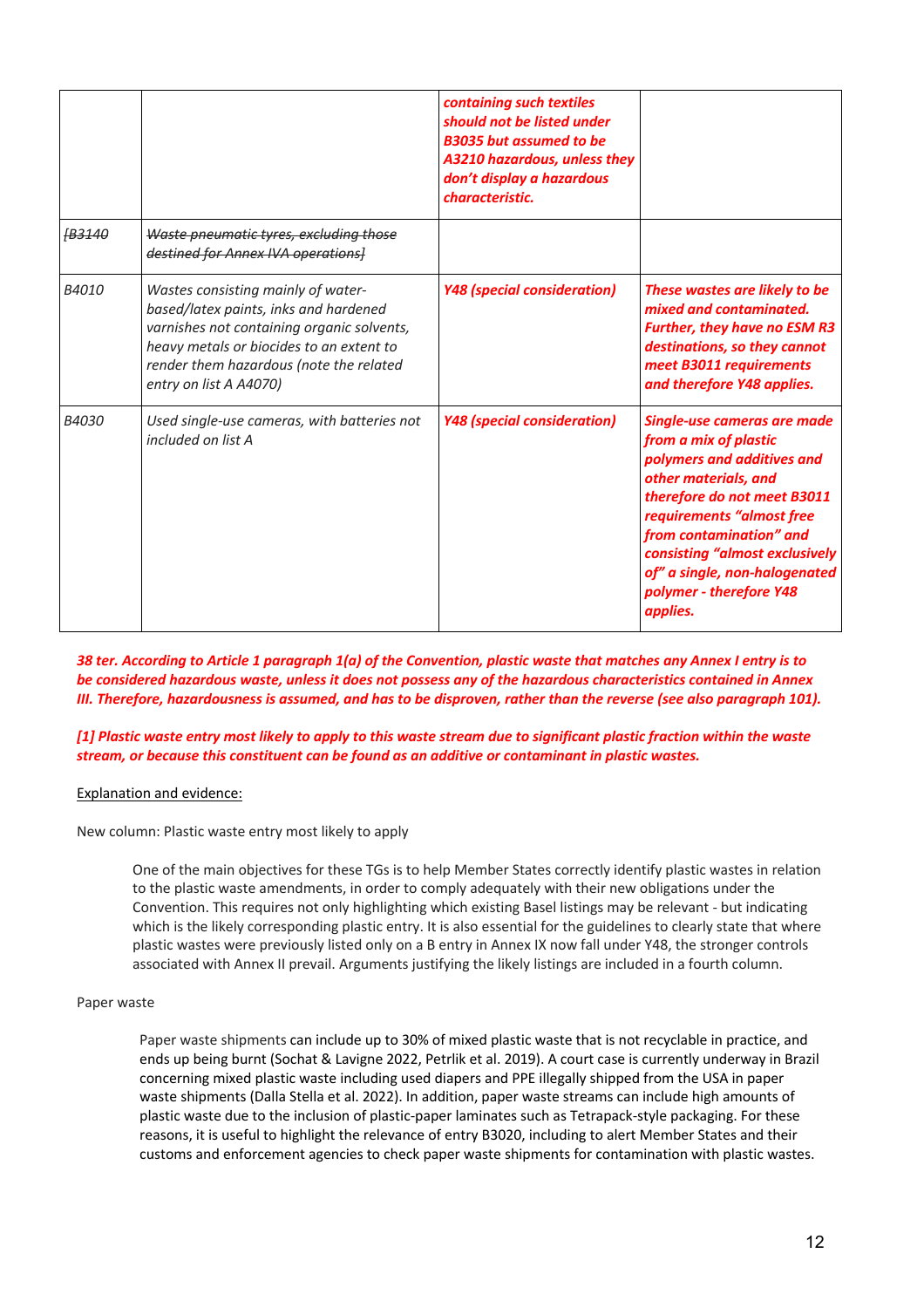| | | ***containing such textiles should not be listed under B3035 but assumed to be A3210 hazardous, unless they don't display a hazardous characteristic.*** | |
|---|---|---|---|
| ~~*[B3140*~~ | ~~*Waste pneumatic tyres, excluding those destined for Annex IVA operations]*~~ | | |
| *B4010* | *Wastes consisting mainly of water-based/latex paints, inks and hardened varnishes not containing organic solvents, heavy metals or biocides to an extent to render them hazardous (note the related entry on list A A4070)* | ***Y48 (special consideration)*** | ***These wastes are likely to be mixed and contaminated. Further, they have no ESM R3 destinations, so they cannot meet B3011 requirements and therefore Y48 applies.*** |
| *B4030* | *Used single-use cameras, with batteries not included on list A* | ***Y48 (special consideration)*** | ***Single-use cameras are made from a mix of plastic polymers and additives and other materials, and therefore do not meet B3011 requirements "almost free from contamination" and consisting "almost exclusively of" a single, non-halogenated polymer - therefore Y48 applies.*** |

***38 ter. According to Article 1 paragraph 1(a) of the Convention, plastic waste that matches any Annex I entry is to be considered hazardous waste, unless it does not possess any of the hazardous characteristics contained in Annex III. Therefore, hazardousness is assumed, and has to be disproven, rather than the reverse (see also paragraph 101).***

***[1] Plastic waste entry most likely to apply to this waste stream due to significant plastic fraction within the waste stream, or because this constituent can be found as an additive or contaminant in plastic wastes.***

<u>Explanation and evidence:</u>

New column: Plastic waste entry most likely to apply

> One of the main objectives for these TGs is to help Member States correctly identify plastic wastes in relation to the plastic waste amendments, in order to comply adequately with their new obligations under the Convention. This requires not only highlighting which existing Basel listings may be relevant - but indicating which is the likely corresponding plastic entry. It is also essential for the guidelines to clearly state that where plastic wastes were previously listed only on a B entry in Annex IX now fall under Y48, the stronger controls associated with Annex II prevail. Arguments justifying the likely listings are included in a fourth column.

Paper waste

> Paper waste shipments can include up to 30% of mixed plastic waste that is not recyclable in practice, and ends up being burnt (Sochat & Lavigne 2022, Petrlik et al. 2019). A court case is currently underway in Brazil concerning mixed plastic waste including used diapers and PPE illegally shipped from the USA in paper waste shipments (Dalla Stella et al. 2022). In addition, paper waste streams can include high amounts of plastic waste due to the inclusion of plastic-paper laminates such as Tetrapack-style packaging. For these reasons, it is useful to highlight the relevance of entry B3020, including to alert Member States and their customs and enforcement agencies to check paper waste shipments for contamination with plastic wastes.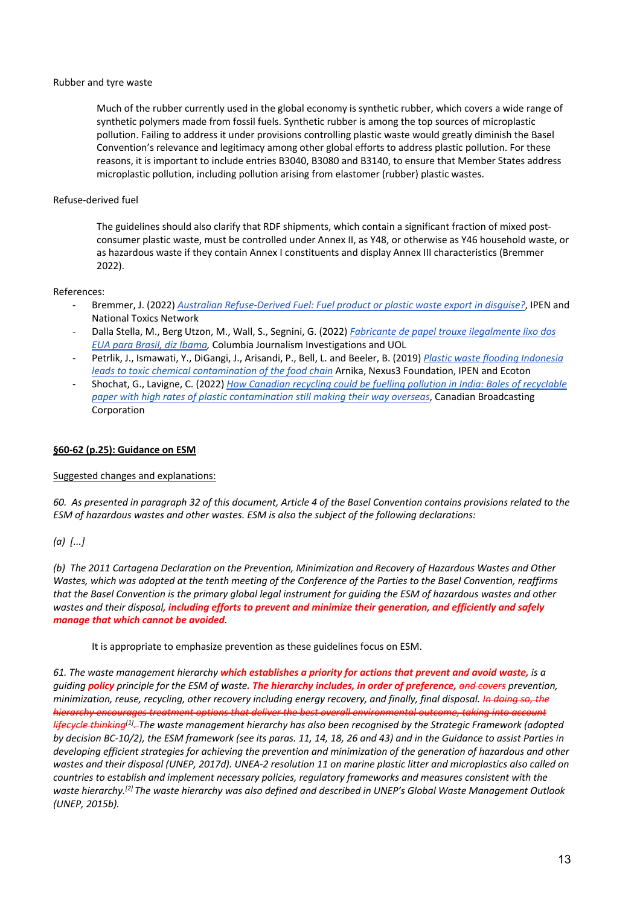Rubber and tyre waste

> Much of the rubber currently used in the global economy is synthetic rubber, which covers a wide range of synthetic polymers made from fossil fuels. Synthetic rubber is among the top sources of microplastic pollution. Failing to address it under provisions controlling plastic waste would greatly diminish the Basel Convention's relevance and legitimacy among other global efforts to address plastic pollution. For these reasons, it is important to include entries B3040, B3080 and B3140, to ensure that Member States address microplastic pollution, including pollution arising from elastomer (rubber) plastic wastes.

Refuse-derived fuel

> The guidelines should also clarify that RDF shipments, which contain a significant fraction of mixed post-consumer plastic waste, must be controlled under Annex II, as Y48, or otherwise as Y46 household waste, or as hazardous waste if they contain Annex I constituents and display Annex III characteristics (Bremmer 2022).

References:

- Bremmer, J. (2022) [Australian Refuse-Derived Fuel: Fuel product or plastic waste export in disguise?](), IPEN and National Toxics Network
- Dalla Stella, M., Berg Utzon, M., Wall, S., Segnini, G. (2022) [Fabricante de papel trouxe ilegalmente lixo dos EUA para Brasil, diz Ibama](), Columbia Journalism Investigations and UOL
- Petrlik, J., Ismawati, Y., DiGangi, J., Arisandi, P., Bell, L. and Beeler, B. (2019) [Plastic waste flooding Indonesia leads to toxic chemical contamination of the food chain]() Arnika, Nexus3 Foundation, IPEN and Ecoton
- Shochat, G., Lavigne, C. (2022) [How Canadian recycling could be fuelling pollution in India: Bales of recyclable paper with high rates of plastic contamination still making their way overseas](), Canadian Broadcasting Corporation

**§60-62 (p.25): Guidance on ESM**

Suggested changes and explanations:

*60. As presented in paragraph 32 of this document, Article 4 of the Basel Convention contains provisions related to the ESM of hazardous wastes and other wastes. ESM is also the subject of the following declarations:*

*(a) [...]*

*(b) The 2011 Cartagena Declaration on the Prevention, Minimization and Recovery of Hazardous Wastes and Other Wastes, which was adopted at the tenth meeting of the Conference of the Parties to the Basel Convention, reaffirms that the Basel Convention is the primary global legal instrument for guiding the ESM of hazardous wastes and other wastes and their disposal**, including efforts to prevent and minimize their generation, and efficiently and safely manage that which cannot be avoided**.*

> It is appropriate to emphasize prevention as these guidelines focus on ESM.

*61. The waste management hierarchy **which establishes a priority for actions that prevent and avoid waste,** is a guiding **policy** principle for the ESM of waste. **The hierarchy includes, in order of preference,** ~~and covers~~ prevention, minimization, reuse, recycling, other recovery including energy recovery, and finally, final disposal. ~~In doing so, the hierarchy encourages treatment options that deliver the best overall environmental outcome, taking into account lifecycle thinking~~[1]~~.~~ The waste management hierarchy has also been recognised by the Strategic Framework (adopted by decision BC-10/2), the ESM framework (see its paras. 11, 14, 18, 26 and 43) and in the Guidance to assist Parties in developing efficient strategies for achieving the prevention and minimization of the generation of hazardous and other wastes and their disposal (UNEP, 2017d). UNEA-2 resolution 11 on marine plastic litter and microplastics also called on countries to establish and implement necessary policies, regulatory frameworks and measures consistent with the waste hierarchy.[2] The waste hierarchy was also defined and described in UNEP's Global Waste Management Outlook (UNEP, 2015b).*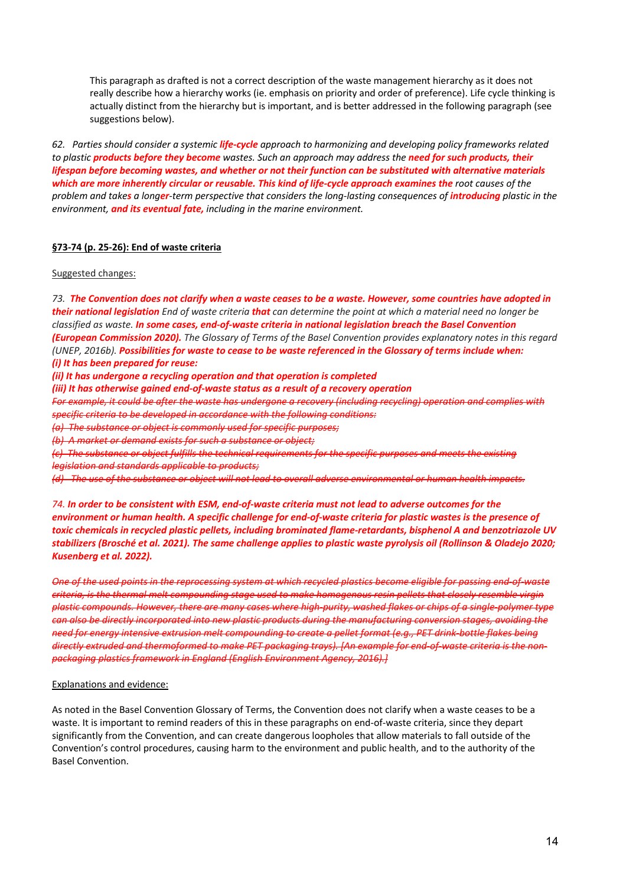This paragraph as drafted is not a correct description of the waste management hierarchy as it does not really describe how a hierarchy works (ie. emphasis on priority and order of preference). Life cycle thinking is actually distinct from the hierarchy but is important, and is better addressed in the following paragraph (see suggestions below).

*62. Parties should consider a systemic* ***life-cycle*** *approach to harmonizing and developing policy frameworks related to plastic* ***products before they become*** *wastes. Such an approach may address the* ***need for such products, their lifespan before becoming wastes, and whether or not their function can be substituted with alternative materials which are more inherently circular or reusable. This kind of life-cycle approach examines the*** *root causes of the problem and take****s*** *a long****er****-term perspective that considers the long-lasting consequences of* ***introducing*** *plastic in the environment,* ***and its eventual fate,*** *including in the marine environment.*

**<u>§73-74 (p. 25-26): End of waste criteria</u>**

<u>Suggested changes:</u>

*73.* ***The Convention does not clarify when a waste ceases to be a waste. However, some countries have adopted in their national legislation*** *End of waste criteria* ***that*** *can determine the point at which a material need no longer be classified as waste.* ***In some cases, end-of-waste criteria in national legislation breach the Basel Convention (European Commission 2020).*** *The Glossary of Terms of the Basel Convention provides explanatory notes in this regard (UNEP, 2016b).* ***Possibilities for waste to cease to be waste referenced in the Glossary of terms include when:***
***(i) It has been prepared for reuse:***
***(ii) It has undergone a recycling operation and that operation is completed***
***(iii) It has otherwise gained end-of-waste status as a result of a recovery operation***
~~*For example, it could be after the waste has undergone a recovery (including recycling) operation and complies with specific criteria to be developed in accordance with the following conditions:*~~
~~*(a) The substance or object is commonly used for specific purposes;*~~
~~*(b) A market or demand exists for such a substance or object;*~~
~~*(c) The substance or object fulfills the technical requirements for the specific purposes and meets the existing legislation and standards applicable to products;*~~
~~*(d) The use of the substance or object will not lead to overall adverse environmental or human health impacts.*~~

*74.* ***In order to be consistent with ESM, end-of-waste criteria must not lead to adverse outcomes for the environment or human health. A specific challenge for end-of-waste criteria for plastic wastes is the presence of toxic chemicals in recycled plastic pellets, including brominated flame-retardants, bisphenol A and benzotriazole UV stabilizers (Brosché et al. 2021). The same challenge applies to plastic waste pyrolysis oil (Rollinson & Oladejo 2020; Kusenberg et al. 2022).***

~~*One of the used points in the reprocessing system at which recycled plastics become eligible for passing end-of-waste criteria, is the thermal melt compounding stage used to make homogenous resin pellets that closely resemble virgin plastic compounds. However, there are many cases where high-purity, washed flakes or chips of a single-polymer type can also be directly incorporated into new plastic products during the manufacturing conversion stages, avoiding the need for energy intensive extrusion melt compounding to create a pellet format (e.g., PET drink-bottle flakes being directly extruded and thermoformed to make PET packaging trays). [An example for end-of-waste criteria is the non-packaging plastics framework in England (English Environment Agency, 2016).]*~~

<u>Explanations and evidence:</u>

As noted in the Basel Convention Glossary of Terms, the Convention does not clarify when a waste ceases to be a waste. It is important to remind readers of this in these paragraphs on end-of-waste criteria, since they depart significantly from the Convention, and can create dangerous loopholes that allow materials to fall outside of the Convention's control procedures, causing harm to the environment and public health, and to the authority of the Basel Convention.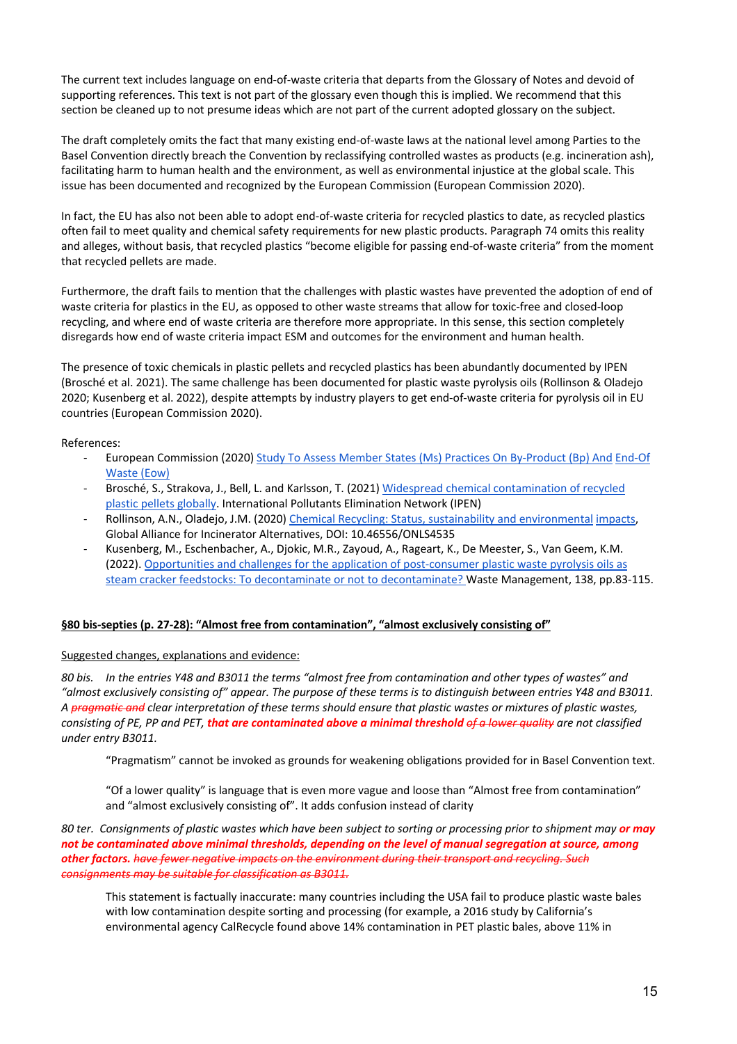The current text includes language on end-of-waste criteria that departs from the Glossary of Notes and devoid of supporting references. This text is not part of the glossary even though this is implied. We recommend that this section be cleaned up to not presume ideas which are not part of the current adopted glossary on the subject.

The draft completely omits the fact that many existing end-of-waste laws at the national level among Parties to the Basel Convention directly breach the Convention by reclassifying controlled wastes as products (e.g. incineration ash), facilitating harm to human health and the environment, as well as environmental injustice at the global scale. This issue has been documented and recognized by the European Commission (European Commission 2020).

In fact, the EU has also not been able to adopt end-of-waste criteria for recycled plastics to date, as recycled plastics often fail to meet quality and chemical safety requirements for new plastic products. Paragraph 74 omits this reality and alleges, without basis, that recycled plastics "become eligible for passing end-of-waste criteria" from the moment that recycled pellets are made.

Furthermore, the draft fails to mention that the challenges with plastic wastes have prevented the adoption of end of waste criteria for plastics in the EU, as opposed to other waste streams that allow for toxic-free and closed-loop recycling, and where end of waste criteria are therefore more appropriate. In this sense, this section completely disregards how end of waste criteria impact ESM and outcomes for the environment and human health.

The presence of toxic chemicals in plastic pellets and recycled plastics has been abundantly documented by IPEN (Brosché et al. 2021). The same challenge has been documented for plastic waste pyrolysis oils (Rollinson & Oladejo 2020; Kusenberg et al. 2022), despite attempts by industry players to get end-of-waste criteria for pyrolysis oil in EU countries (European Commission 2020).

References:

- European Commission (2020) Study To Assess Member States (Ms) Practices On By-Product (Bp) And End-Of Waste (Eow)
- Brosché, S., Strakova, J., Bell, L. and Karlsson, T. (2021) Widespread chemical contamination of recycled plastic pellets globally. International Pollutants Elimination Network (IPEN)
- Rollinson, A.N., Oladejo, J.M. (2020) Chemical Recycling: Status, sustainability and environmental impacts, Global Alliance for Incinerator Alternatives, DOI: 10.46556/ONLS4535
- Kusenberg, M., Eschenbacher, A., Djokic, M.R., Zayoud, A., Rageart, K., De Meester, S., Van Geem, K.M. (2022). Opportunities and challenges for the application of post-consumer plastic waste pyrolysis oils as steam cracker feedstocks: To decontaminate or not to decontaminate? Waste Management, 138, pp.83-115.

**§80 bis-septies (p. 27-28): "Almost free from contamination", "almost exclusively consisting of"**

Suggested changes, explanations and evidence:

*80 bis. In the entries Y48 and B3011 the terms "almost free from contamination and other types of wastes" and "almost exclusively consisting of" appear. The purpose of these terms is to distinguish between entries Y48 and B3011. A ~~pragmatic and~~ clear interpretation of these terms should ensure that plastic wastes or mixtures of plastic wastes, consisting of PE, PP and PET,* ***that are contaminated above a minimal threshold*** *~~of a lower quality~~ are not classified under entry B3011.*

> "Pragmatism" cannot be invoked as grounds for weakening obligations provided for in Basel Convention text.
>
> "Of a lower quality" is language that is even more vague and loose than "Almost free from contamination" and "almost exclusively consisting of". It adds confusion instead of clarity

*80 ter. Consignments of plastic wastes which have been subject to sorting or processing prior to shipment may* ***or may not be contaminated above minimal thresholds, depending on the level of manual segregation at source, among other factors.*** *~~have fewer negative impacts on the environment during their transport and recycling. Such consignments may be suitable for classification as B3011.~~*

> This statement is factually inaccurate: many countries including the USA fail to produce plastic waste bales with low contamination despite sorting and processing (for example, a 2016 study by California's environmental agency CalRecycle found above 14% contamination in PET plastic bales, above 11% in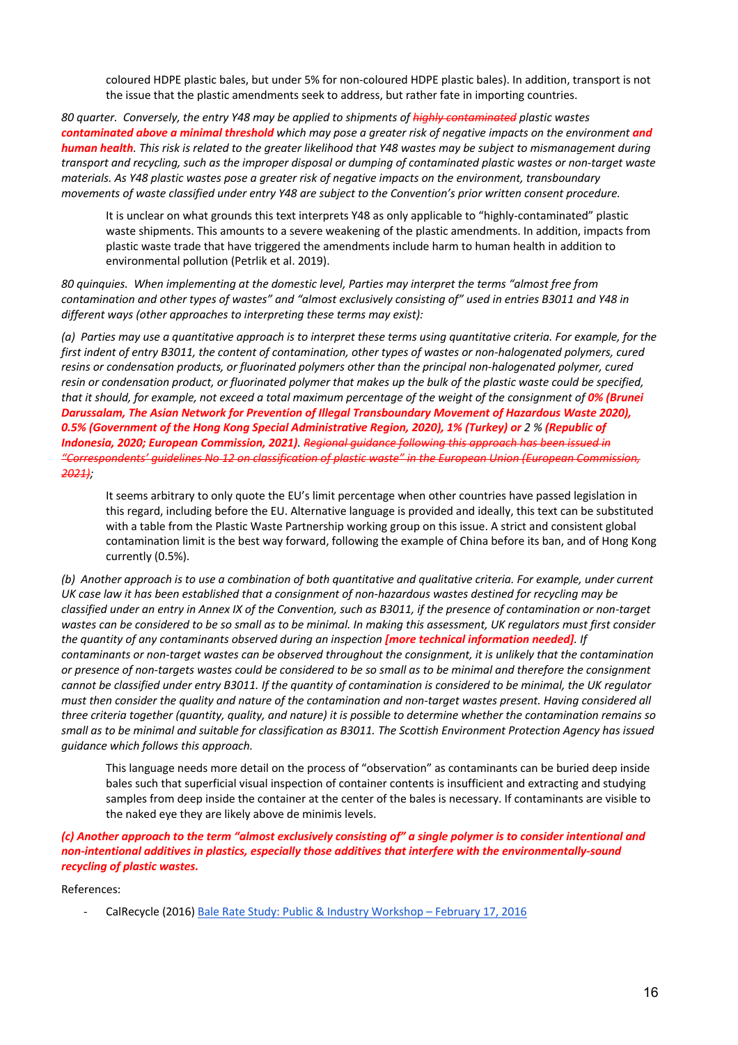coloured HDPE plastic bales, but under 5% for non-coloured HDPE plastic bales). In addition, transport is not the issue that the plastic amendments seek to address, but rather fate in importing countries.

*80 quarter. Conversely, the entry Y48 may be applied to shipments of ~~highly contaminated~~ plastic wastes* ***contaminated above a minimal threshold*** *which may pose a greater risk of negative impacts on the environment* ***and human health****. This risk is related to the greater likelihood that Y48 wastes may be subject to mismanagement during transport and recycling, such as the improper disposal or dumping of contaminated plastic wastes or non-target waste materials. As Y48 plastic wastes pose a greater risk of negative impacts on the environment, transboundary movements of waste classified under entry Y48 are subject to the Convention's prior written consent procedure.*

> It is unclear on what grounds this text interprets Y48 as only applicable to "highly-contaminated" plastic waste shipments. This amounts to a severe weakening of the plastic amendments. In addition, impacts from plastic waste trade that have triggered the amendments include harm to human health in addition to environmental pollution (Petrlik et al. 2019).

*80 quinquies. When implementing at the domestic level, Parties may interpret the terms "almost free from contamination and other types of wastes" and "almost exclusively consisting of" used in entries B3011 and Y48 in different ways (other approaches to interpreting these terms may exist):*

*(a) Parties may use a quantitative approach is to interpret these terms using quantitative criteria. For example, for the first indent of entry B3011, the content of contamination, other types of wastes or non-halogenated polymers, cured resins or condensation products, or fluorinated polymers other than the principal non-halogenated polymer, cured resin or condensation product, or fluorinated polymer that makes up the bulk of the plastic waste could be specified, that it should, for example, not exceed a total maximum percentage of the weight of the consignment of* ***0% (Brunei Darussalam, The Asian Network for Prevention of Illegal Transboundary Movement of Hazardous Waste 2020), 0.5% (Government of the Hong Kong Special Administrative Region, 2020), 1% (Turkey) or*** *2 %* ***(Republic of Indonesia, 2020; European Commission, 2021)****. ~~Regional guidance following this approach has been issued in "Correspondents' guidelines No 12 on classification of plastic waste" in the European Union (European Commission, 2021)~~;*

> It seems arbitrary to only quote the EU's limit percentage when other countries have passed legislation in this regard, including before the EU. Alternative language is provided and ideally, this text can be substituted with a table from the Plastic Waste Partnership working group on this issue. A strict and consistent global contamination limit is the best way forward, following the example of China before its ban, and of Hong Kong currently (0.5%).

*(b) Another approach is to use a combination of both quantitative and qualitative criteria. For example, under current UK case law it has been established that a consignment of non-hazardous wastes destined for recycling may be classified under an entry in Annex IX of the Convention, such as B3011, if the presence of contamination or non-target wastes can be considered to be so small as to be minimal. In making this assessment, UK regulators must first consider the quantity of any contaminants observed during an inspection* ***[more technical information needed]****. If contaminants or non-target wastes can be observed throughout the consignment, it is unlikely that the contamination or presence of non-targets wastes could be considered to be so small as to be minimal and therefore the consignment cannot be classified under entry B3011. If the quantity of contamination is considered to be minimal, the UK regulator must then consider the quality and nature of the contamination and non-target wastes present. Having considered all three criteria together (quantity, quality, and nature) it is possible to determine whether the contamination remains so small as to be minimal and suitable for classification as B3011. The Scottish Environment Protection Agency has issued guidance which follows this approach.*

> This language needs more detail on the process of "observation" as contaminants can be buried deep inside bales such that superficial visual inspection of container contents is insufficient and extracting and studying samples from deep inside the container at the center of the bales is necessary. If contaminants are visible to the naked eye they are likely above de minimis levels.

***(c) Another approach to the term "almost exclusively consisting of" a single polymer is to consider intentional and non-intentional additives in plastics, especially those additives that interfere with the environmentally-sound recycling of plastic wastes.***

References:

- CalRecycle (2016) Bale Rate Study: Public & Industry Workshop – February 17, 2016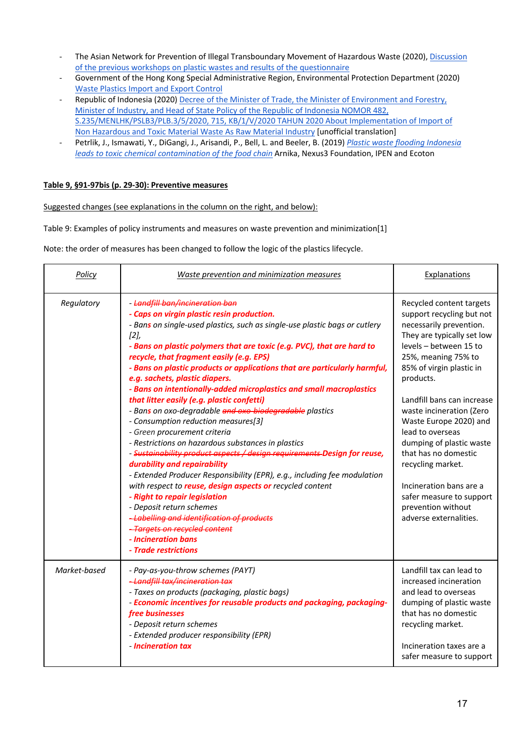- The Asian Network for Prevention of Illegal Transboundary Movement of Hazardous Waste (2020), Discussion of the previous workshops on plastic wastes and results of the questionnaire
- Government of the Hong Kong Special Administrative Region, Environmental Protection Department (2020) Waste Plastics Import and Export Control
- Republic of Indonesia (2020) Decree of the Minister of Trade, the Minister of Environment and Forestry, Minister of Industry, and Head of State Policy of the Republic of Indonesia NOMOR 482, S.235/MENLHK/PSLB3/PLB.3/5/2020, 715, KB/1/V/2020 TAHUN 2020 About Implementation of Import of Non Hazardous and Toxic Material Waste As Raw Material Industry [unofficial translation]
- Petrlik, J., Ismawati, Y., DiGangi, J., Arisandi, P., Bell, L. and Beeler, B. (2019) *Plastic waste flooding Indonesia leads to toxic chemical contamination of the food chain* Arnika, Nexus3 Foundation, IPEN and Ecoton

**Table 9, §91-97bis (p. 29-30): Preventive measures**

Suggested changes (see explanations in the column on the right, and below):

Table 9: Examples of policy instruments and measures on waste prevention and minimization[1]

Note: the order of measures has been changed to follow the logic of the plastics lifecycle.

| *Policy* | *Waste prevention and minimization measures* | Explanations |
|---|---|---|
| *Regulatory* | *- ~~Landfill ban/incineration ban~~*<br>***- Caps on virgin plastic resin production.***<br>*- Ban**s** on single-used plastics, such as single-use plastic bags or cutlery [2],*<br>***- Bans on plastic polymers that are toxic (e.g. PVC), that are hard to recycle, that fragment easily (e.g. EPS)***<br>***- Bans on plastic products or applications that are particularly harmful, e.g. sachets, plastic diapers.***<br>***- Bans on intentionally-added microplastics and small macroplastics that litter easily (e.g. plastic confetti)***<br>*- Ban**s** on oxo-degradable ~~and oxo-biodegradable~~ plastics*<br>*- Consumption reduction measures[3]*<br>*- Green procurement criteria*<br>*- Restrictions on hazardous substances in plastics*<br>*- ~~Sustainability product aspects / design requirements~~ **Design for reuse, durability and repairability***<br>*- Extended Producer Responsibility (EPR), e.g., including fee modulation with respect to **reuse, design aspects or** recycled content*<br>***- Right to repair legislation***<br>*- Deposit return schemes*<br>*~~- Labelling and identification of products~~*<br>*~~- Targets on recycled content~~*<br>***- Incineration bans***<br>***- Trade restrictions*** | Recycled content targets support recycling but not necessarily prevention. They are typically set low levels – between 15 to 25%, meaning 75% to 85% of virgin plastic in products.<br><br>Landfill bans can increase waste incineration (Zero Waste Europe 2020) and lead to overseas dumping of plastic waste that has no domestic recycling market.<br><br>Incineration bans are a safer measure to support prevention without adverse externalities. |
| *Market-based* | *- Pay-as-you-throw schemes (PAYT)*<br>*~~- Landfill tax/incineration tax~~*<br>*- Taxes on products (packaging, plastic bags)*<br>*- **Economic incentives for reusable products and packaging, packaging-free businesses***<br>*- Deposit return schemes*<br>*- Extended producer responsibility (EPR)*<br>*- **Incineration tax*** | Landfill tax can lead to increased incineration and lead to overseas dumping of plastic waste that has no domestic recycling market.<br><br>Incineration taxes are a safer measure to support |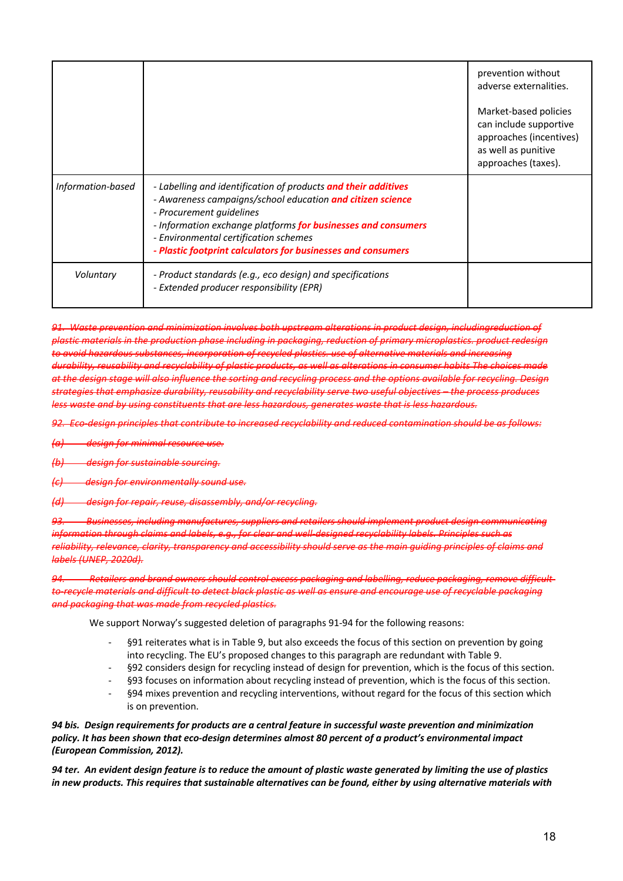| | | prevention without adverse externalities.<br><br>Market-based policies can include supportive approaches (incentives) as well as punitive approaches (taxes). |
|---|---|---|
| *Information-based* | *- Labelling and identification of products* ***and their additives***<br>*- Awareness campaigns/school education* ***and citizen science***<br>*- Procurement guidelines*<br>*- Information exchange platforms* ***for businesses and consumers***<br>*- Environmental certification schemes*<br>***- Plastic footprint calculators for businesses and consumers*** | |
| *Voluntary* | *- Product standards (e.g., eco design) and specifications*<br>*- Extended producer responsibility (EPR)* | |

~~*91. Waste prevention and minimization involves both upstream alterations in product design, includingreduction of plastic materials in the production phase including in packaging, reduction of primary microplastics. product redesign to avoid hazardous substances, incorporation of recycled plastics. use of alternative materials and increasing durability, reusability and recyclability of plastic products, as well as alterations in consumer habits The choices made at the design stage will also influence the sorting and recycling process and the options available for recycling. Design strategies that emphasize durability, reusability and recyclability serve two useful objectives – the process produces less waste and by using constituents that are less hazardous, generates waste that is less hazardous.*~~

~~*92. Eco-design principles that contribute to increased recyclability and reduced contamination should be as follows:*~~

~~*(a) design for minimal resource use.*~~

~~*(b) design for sustainable sourcing.*~~

~~*(c) design for environmentally sound use.*~~

~~*(d) design for repair, reuse, disassembly, and/or recycling.*~~

~~*93. Businesses, including manufactures, suppliers and retailers should implement product design communicating information through claims and labels, e.g., for clear and well-designed recyclability labels. Principles such as reliability, relevance, clarity, transparency and accessibility should serve as the main guiding principles of claims and labels (UNEP, 2020d).*~~

~~*94. Retailers and brand owners should control excess packaging and labelling, reduce packaging, remove difficult-to-recycle materials and difficult to detect black plastic as well as ensure and encourage use of recyclable packaging and packaging that was made from recycled plastics.*~~

We support Norway's suggested deletion of paragraphs 91-94 for the following reasons:

- §91 reiterates what is in Table 9, but also exceeds the focus of this section on prevention by going into recycling. The EU's proposed changes to this paragraph are redundant with Table 9.
- §92 considers design for recycling instead of design for prevention, which is the focus of this section.
- §93 focuses on information about recycling instead of prevention, which is the focus of this section.
- §94 mixes prevention and recycling interventions, without regard for the focus of this section which is on prevention.

***94 bis. Design requirements for products are a central feature in successful waste prevention and minimization policy. It has been shown that eco-design determines almost 80 percent of a product's environmental impact (European Commission, 2012).***

***94 ter. An evident design feature is to reduce the amount of plastic waste generated by limiting the use of plastics in new products. This requires that sustainable alternatives can be found, either by using alternative materials with***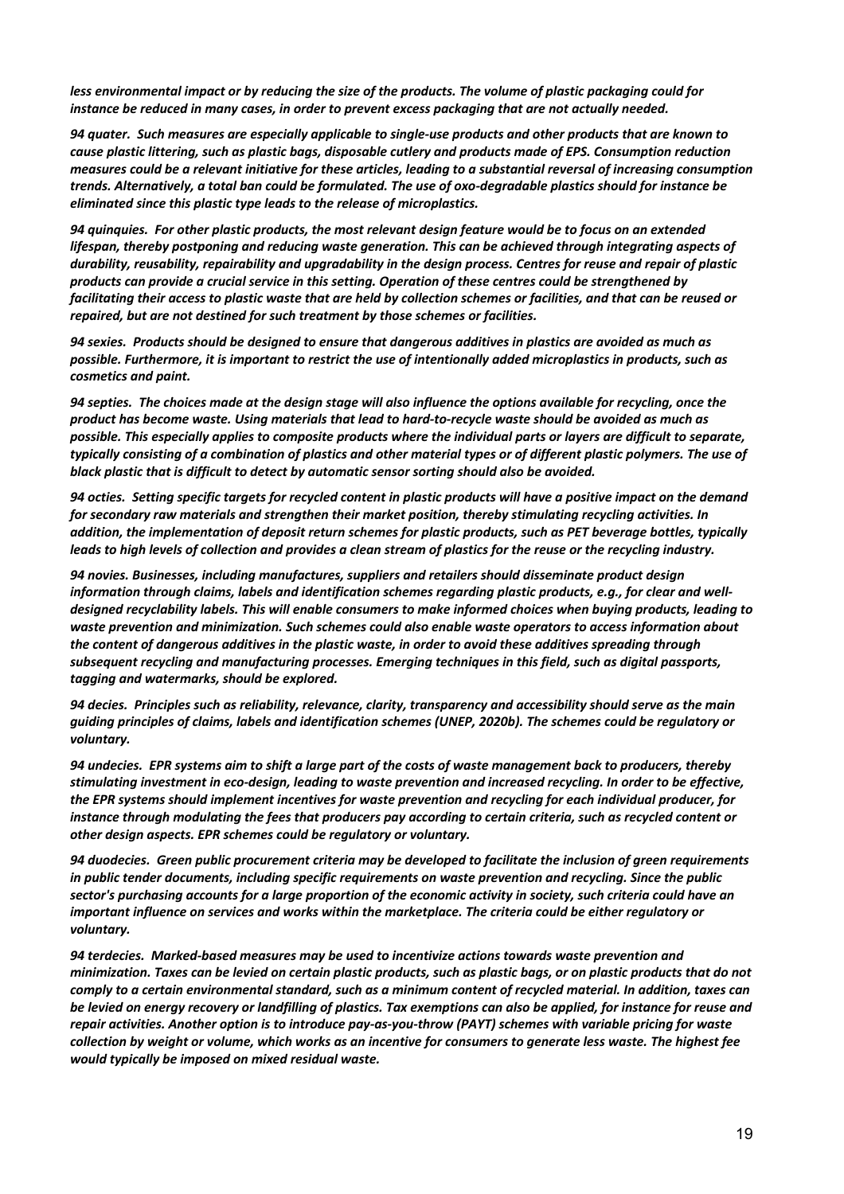***less environmental impact or by reducing the size of the products. The volume of plastic packaging could for instance be reduced in many cases, in order to prevent excess packaging that are not actually needed.***

***94 quater. Such measures are especially applicable to single-use products and other products that are known to cause plastic littering, such as plastic bags, disposable cutlery and products made of EPS. Consumption reduction measures could be a relevant initiative for these articles, leading to a substantial reversal of increasing consumption trends. Alternatively, a total ban could be formulated. The use of oxo-degradable plastics should for instance be eliminated since this plastic type leads to the release of microplastics.***

***94 quinquies. For other plastic products, the most relevant design feature would be to focus on an extended lifespan, thereby postponing and reducing waste generation. This can be achieved through integrating aspects of durability, reusability, repairability and upgradability in the design process. Centres for reuse and repair of plastic products can provide a crucial service in this setting. Operation of these centres could be strengthened by facilitating their access to plastic waste that are held by collection schemes or facilities, and that can be reused or repaired, but are not destined for such treatment by those schemes or facilities.***

***94 sexies. Products should be designed to ensure that dangerous additives in plastics are avoided as much as possible. Furthermore, it is important to restrict the use of intentionally added microplastics in products, such as cosmetics and paint.***

***94 septies. The choices made at the design stage will also influence the options available for recycling, once the product has become waste. Using materials that lead to hard-to-recycle waste should be avoided as much as possible. This especially applies to composite products where the individual parts or layers are difficult to separate, typically consisting of a combination of plastics and other material types or of different plastic polymers. The use of black plastic that is difficult to detect by automatic sensor sorting should also be avoided.***

***94 octies. Setting specific targets for recycled content in plastic products will have a positive impact on the demand for secondary raw materials and strengthen their market position, thereby stimulating recycling activities. In addition, the implementation of deposit return schemes for plastic products, such as PET beverage bottles, typically leads to high levels of collection and provides a clean stream of plastics for the reuse or the recycling industry.***

***94 novies. Businesses, including manufactures, suppliers and retailers should disseminate product design information through claims, labels and identification schemes regarding plastic products, e.g., for clear and well-designed recyclability labels. This will enable consumers to make informed choices when buying products, leading to waste prevention and minimization. Such schemes could also enable waste operators to access information about the content of dangerous additives in the plastic waste, in order to avoid these additives spreading through subsequent recycling and manufacturing processes. Emerging techniques in this field, such as digital passports, tagging and watermarks, should be explored.***

***94 decies. Principles such as reliability, relevance, clarity, transparency and accessibility should serve as the main guiding principles of claims, labels and identification schemes (UNEP, 2020b). The schemes could be regulatory or voluntary.***

***94 undecies. EPR systems aim to shift a large part of the costs of waste management back to producers, thereby stimulating investment in eco-design, leading to waste prevention and increased recycling. In order to be effective, the EPR systems should implement incentives for waste prevention and recycling for each individual producer, for instance through modulating the fees that producers pay according to certain criteria, such as recycled content or other design aspects. EPR schemes could be regulatory or voluntary.***

***94 duodecies. Green public procurement criteria may be developed to facilitate the inclusion of green requirements in public tender documents, including specific requirements on waste prevention and recycling. Since the public sector's purchasing accounts for a large proportion of the economic activity in society, such criteria could have an important influence on services and works within the marketplace. The criteria could be either regulatory or voluntary.***

***94 terdecies. Marked-based measures may be used to incentivize actions towards waste prevention and minimization. Taxes can be levied on certain plastic products, such as plastic bags, or on plastic products that do not comply to a certain environmental standard, such as a minimum content of recycled material. In addition, taxes can be levied on energy recovery or landfilling of plastics. Tax exemptions can also be applied, for instance for reuse and repair activities. Another option is to introduce pay-as-you-throw (PAYT) schemes with variable pricing for waste collection by weight or volume, which works as an incentive for consumers to generate less waste. The highest fee would typically be imposed on mixed residual waste.***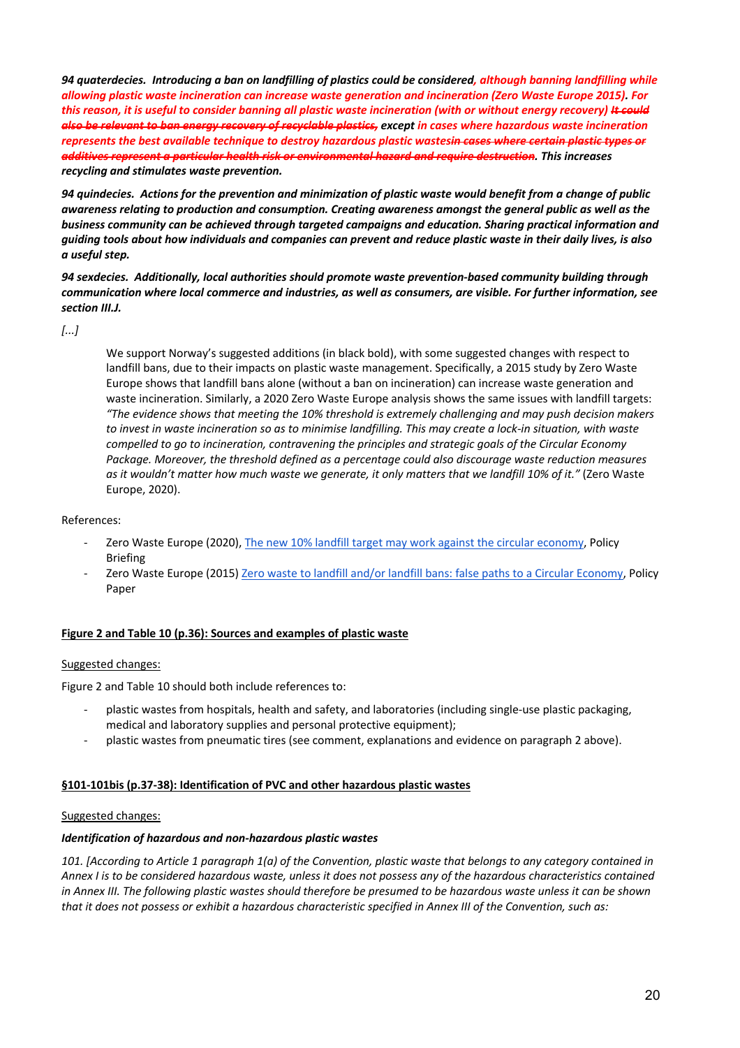***94 quaterdecies. Introducing a ban on landfilling of plastics could be considered, although banning landfilling while allowing plastic waste incineration can increase waste generation and incineration (Zero Waste Europe 2015). For this reason, it is useful to consider banning all plastic waste incineration (with or without energy recovery) ~~It could also be relevant to ban energy recovery of recyclable plastics,~~ except in cases where hazardous waste incineration represents the best available technique to destroy hazardous plastic wastes~~in cases where certain plastic types or additives represent a particular health risk or environmental hazard and require destruction~~. This increases recycling and stimulates waste prevention.***

***94 quindecies. Actions for the prevention and minimization of plastic waste would benefit from a change of public awareness relating to production and consumption. Creating awareness amongst the general public as well as the business community can be achieved through targeted campaigns and education. Sharing practical information and guiding tools about how individuals and companies can prevent and reduce plastic waste in their daily lives, is also a useful step.***

***94 sexdecies. Additionally, local authorities should promote waste prevention-based community building through communication where local commerce and industries, as well as consumers, are visible. For further information, see section III.J.***

*[...]*

> We support Norway's suggested additions (in black bold), with some suggested changes with respect to landfill bans, due to their impacts on plastic waste management. Specifically, a 2015 study by Zero Waste Europe shows that landfill bans alone (without a ban on incineration) can increase waste generation and waste incineration. Similarly, a 2020 Zero Waste Europe analysis shows the same issues with landfill targets: *"The evidence shows that meeting the 10% threshold is extremely challenging and may push decision makers to invest in waste incineration so as to minimise landfilling. This may create a lock-in situation, with waste compelled to go to incineration, contravening the principles and strategic goals of the Circular Economy Package. Moreover, the threshold defined as a percentage could also discourage waste reduction measures as it wouldn't matter how much waste we generate, it only matters that we landfill 10% of it."* (Zero Waste Europe, 2020).

References:

- Zero Waste Europe (2020), The new 10% landfill target may work against the circular economy, Policy Briefing
- Zero Waste Europe (2015) Zero waste to landfill and/or landfill bans: false paths to a Circular Economy, Policy Paper

**Figure 2 and Table 10 (p.36): Sources and examples of plastic waste**

Suggested changes:

Figure 2 and Table 10 should both include references to:

- plastic wastes from hospitals, health and safety, and laboratories (including single-use plastic packaging, medical and laboratory supplies and personal protective equipment);
- plastic wastes from pneumatic tires (see comment, explanations and evidence on paragraph 2 above).

**§101-101bis (p.37-38): Identification of PVC and other hazardous plastic wastes**

Suggested changes:

***Identification of hazardous and non-hazardous plastic wastes***

*101. [According to Article 1 paragraph 1(a) of the Convention, plastic waste that belongs to any category contained in Annex I is to be considered hazardous waste, unless it does not possess any of the hazardous characteristics contained in Annex III. The following plastic wastes should therefore be presumed to be hazardous waste unless it can be shown that it does not possess or exhibit a hazardous characteristic specified in Annex III of the Convention, such as:*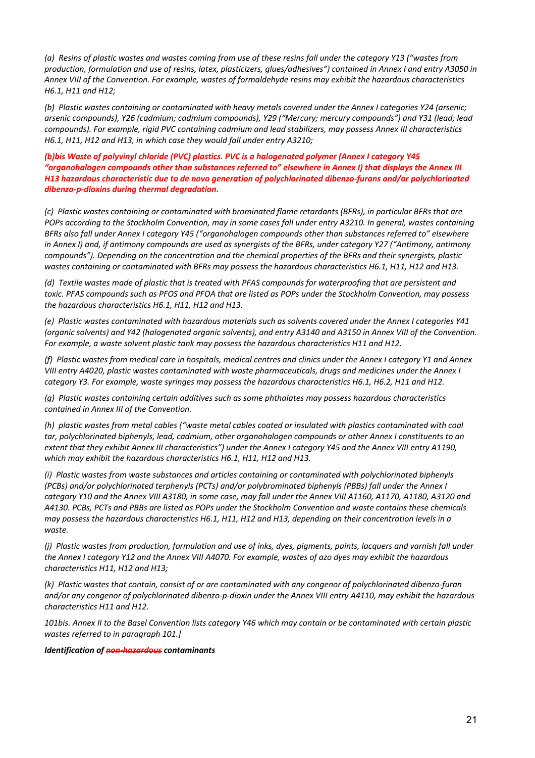*(a) Resins of plastic wastes and wastes coming from use of these resins fall under the category Y13 ("wastes from production, formulation and use of resins, latex, plasticizers, glues/adhesives") contained in Annex I and entry A3050 in Annex VIII of the Convention. For example, wastes of formaldehyde resins may exhibit the hazardous characteristics H6.1, H11 and H12;*

*(b) Plastic wastes containing or contaminated with heavy metals covered under the Annex I categories Y24 (arsenic; arsenic compounds), Y26 (cadmium; cadmium compounds), Y29 ("Mercury; mercury compounds") and Y31 (lead; lead compounds). For example, rigid PVC containing cadmium and lead stabilizers, may possess Annex III characteristics H6.1, H11, H12 and H13, in which case they would fall under entry A3210;*

***(b)bis Waste of polyvinyl chloride (PVC) plastics. PVC is a halogenated polymer (Annex I category Y45 "organohalogen compounds other than substances referred to" elsewhere in Annex I) that displays the Annex III H13 hazardous characteristic due to de novo generation of polychlorinated dibenzo-furans and/or polychlorinated dibenzo-p-dioxins during thermal degradation.***

*(c) Plastic wastes containing or contaminated with brominated flame retardants (BFRs), in particular BFRs that are POPs according to the Stockholm Convention, may in some cases fall under entry A3210. In general, wastes containing BFRs also fall under Annex I category Y45 ("organohalogen compounds other than substances referred to" elsewhere in Annex I) and, if antimony compounds are used as synergists of the BFRs, under category Y27 ("Antimony, antimony compounds"). Depending on the concentration and the chemical properties of the BFRs and their synergists, plastic wastes containing or contaminated with BFRs may possess the hazardous characteristics H6.1, H11, H12 and H13.*

*(d) Textile wastes made of plastic that is treated with PFAS compounds for waterproofing that are persistent and toxic. PFAS compounds such as PFOS and PFOA that are listed as POPs under the Stockholm Convention, may possess the hazardous characteristics H6.1, H11, H12 and H13.*

*(e) Plastic wastes contaminated with hazardous materials such as solvents covered under the Annex I categories Y41 (organic solvents) and Y42 (halogenated organic solvents), and entry A3140 and A3150 in Annex VIII of the Convention. For example, a waste solvent plastic tank may possess the hazardous characteristics H11 and H12.*

*(f) Plastic wastes from medical care in hospitals, medical centres and clinics under the Annex I category Y1 and Annex VIII entry A4020, plastic wastes contaminated with waste pharmaceuticals, drugs and medicines under the Annex I category Y3. For example, waste syringes may possess the hazardous characteristics H6.1, H6.2, H11 and H12.*

*(g) Plastic wastes containing certain additives such as some phthalates may possess hazardous characteristics contained in Annex III of the Convention.*

*(h) plastic wastes from metal cables ("waste metal cables coated or insulated with plastics contaminated with coal tar, polychlorinated biphenyls, lead, cadmium, other organohalogen compounds or other Annex I constituents to an extent that they exhibit Annex III characteristics") under the Annex I category Y45 and the Annex VIII entry A1190, which may exhibit the hazardous characteristics H6.1, H11, H12 and H13.*

*(i) Plastic wastes from waste substances and articles containing or contaminated with polychlorinated biphenyls (PCBs) and/or polychlorinated terphenyls (PCTs) and/or polybrominated biphenyls (PBBs) fall under the Annex I category Y10 and the Annex VIII A3180, in some case, may fall under the Annex VIII A1160, A1170, A1180, A3120 and A4130. PCBs, PCTs and PBBs are listed as POPs under the Stockholm Convention and waste contains these chemicals may possess the hazardous characteristics H6.1, H11, H12 and H13, depending on their concentration levels in a waste.*

*(j) Plastic wastes from production, formulation and use of inks, dyes, pigments, paints, lacquers and varnish fall under the Annex I category Y12 and the Annex VIII A4070. For example, wastes of azo dyes may exhibit the hazardous characteristics H11, H12 and H13;*

*(k) Plastic wastes that contain, consist of or are contaminated with any congener of polychlorinated dibenzo-furan and/or any congener of polychlorinated dibenzo-p-dioxin under the Annex VIII entry A4110, may exhibit the hazardous characteristics H11 and H12.*

*101bis. Annex II to the Basel Convention lists category Y46 which may contain or be contaminated with certain plastic wastes referred to in paragraph 101.]*

***Identification of ~~non-hazardous~~ contaminants***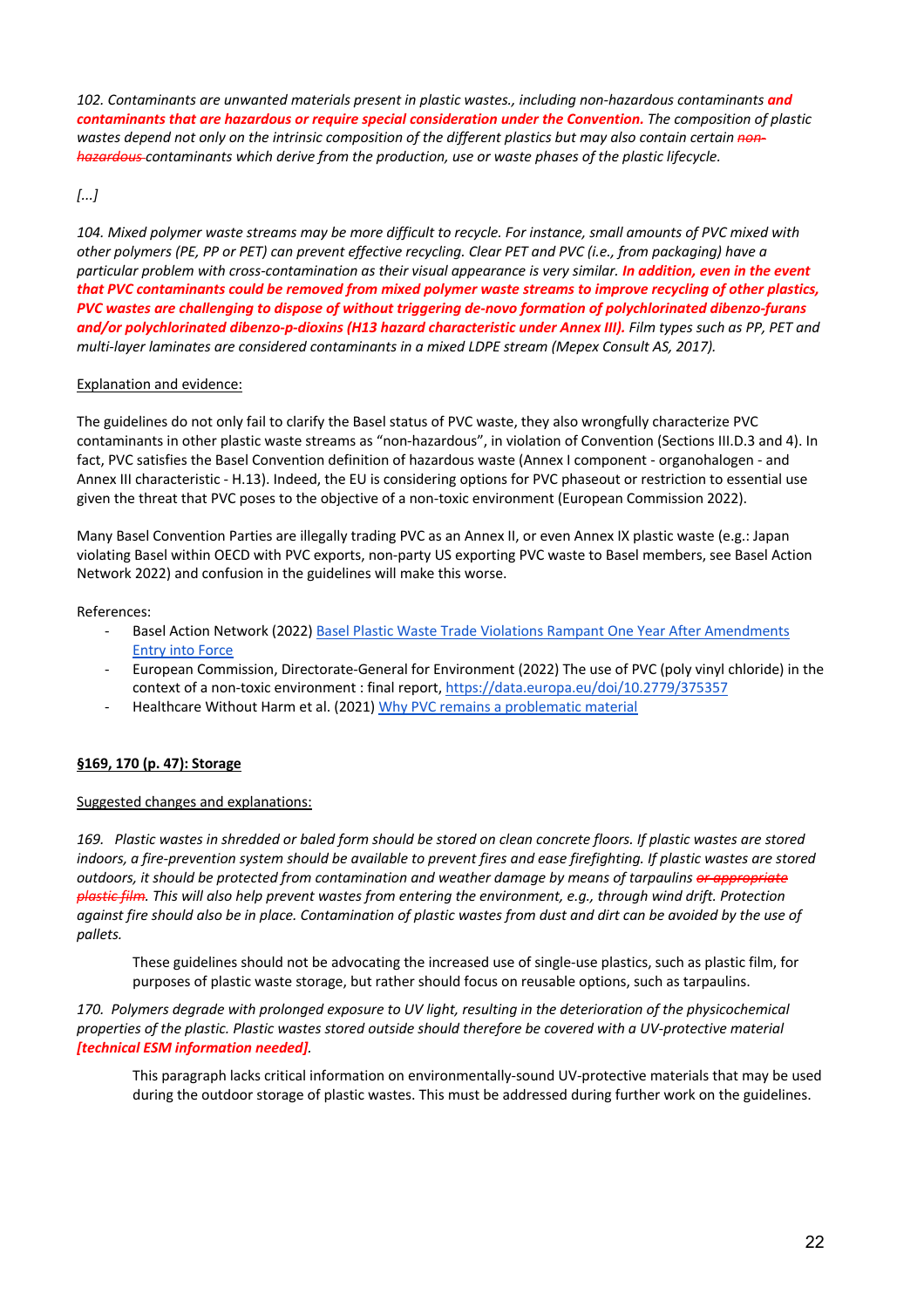*102. Contaminants are unwanted materials present in plastic wastes., including non-hazardous contaminants* ***and contaminants that are hazardous or require special consideration under the Convention.*** *The composition of plastic wastes depend not only on the intrinsic composition of the different plastics but may also contain certain ~~non-hazardous~~ contaminants which derive from the production, use or waste phases of the plastic lifecycle.*

*[...]*

*104. Mixed polymer waste streams may be more difficult to recycle. For instance, small amounts of PVC mixed with other polymers (PE, PP or PET) can prevent effective recycling. Clear PET and PVC (i.e., from packaging) have a particular problem with cross-contamination as their visual appearance is very similar.* ***In addition, even in the event that PVC contaminants could be removed from mixed polymer waste streams to improve recycling of other plastics, PVC wastes are challenging to dispose of without triggering de-novo formation of polychlorinated dibenzo-furans and/or polychlorinated dibenzo-p-dioxins (H13 hazard characteristic under Annex III).*** *Film types such as PP, PET and multi-layer laminates are considered contaminants in a mixed LDPE stream (Mepex Consult AS, 2017).*

Explanation and evidence:

The guidelines do not only fail to clarify the Basel status of PVC waste, they also wrongfully characterize PVC contaminants in other plastic waste streams as "non-hazardous", in violation of Convention (Sections III.D.3 and 4). In fact, PVC satisfies the Basel Convention definition of hazardous waste (Annex I component - organohalogen - and Annex III characteristic - H.13). Indeed, the EU is considering options for PVC phaseout or restriction to essential use given the threat that PVC poses to the objective of a non-toxic environment (European Commission 2022).

Many Basel Convention Parties are illegally trading PVC as an Annex II, or even Annex IX plastic waste (e.g.: Japan violating Basel within OECD with PVC exports, non-party US exporting PVC waste to Basel members, see Basel Action Network 2022) and confusion in the guidelines will make this worse.

References:

- Basel Action Network (2022) Basel Plastic Waste Trade Violations Rampant One Year After Amendments Entry into Force
- European Commission, Directorate-General for Environment (2022) The use of PVC (poly vinyl chloride) in the context of a non-toxic environment : final report, https://data.europa.eu/doi/10.2779/375357
- Healthcare Without Harm et al. (2021) Why PVC remains a problematic material

**§169, 170 (p. 47): Storage**

Suggested changes and explanations:

*169. Plastic wastes in shredded or baled form should be stored on clean concrete floors. If plastic wastes are stored indoors, a fire-prevention system should be available to prevent fires and ease firefighting. If plastic wastes are stored outdoors, it should be protected from contamination and weather damage by means of tarpaulins ~~or appropriate plastic film~~. This will also help prevent wastes from entering the environment, e.g., through wind drift. Protection against fire should also be in place. Contamination of plastic wastes from dust and dirt can be avoided by the use of pallets.*

> These guidelines should not be advocating the increased use of single-use plastics, such as plastic film, for purposes of plastic waste storage, but rather should focus on reusable options, such as tarpaulins.

*170. Polymers degrade with prolonged exposure to UV light, resulting in the deterioration of the physicochemical properties of the plastic. Plastic wastes stored outside should therefore be covered with a UV-protective material* ***[technical ESM information needed]****.*

> This paragraph lacks critical information on environmentally-sound UV-protective materials that may be used during the outdoor storage of plastic wastes. This must be addressed during further work on the guidelines.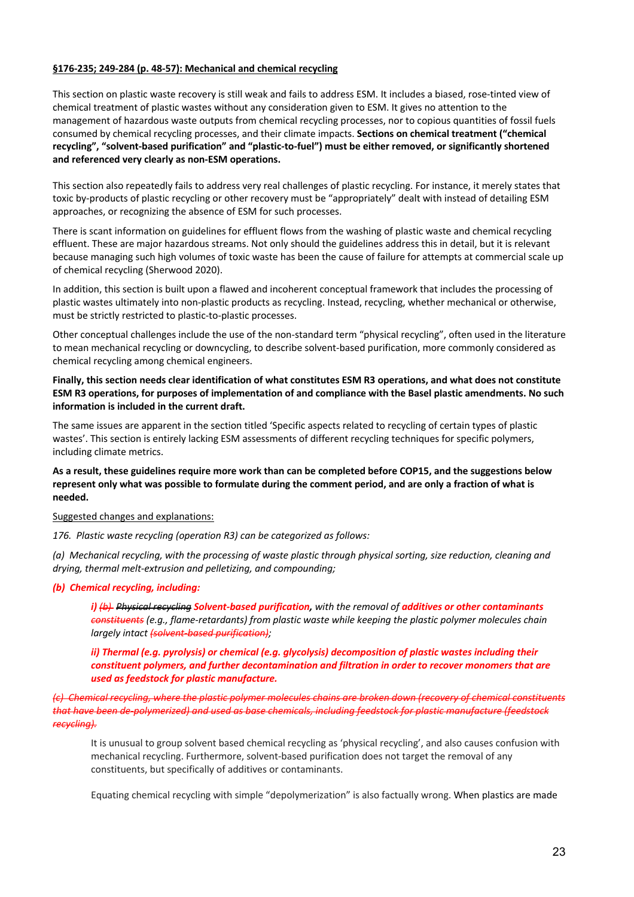**§176-235; 249-284 (p. 48-57): Mechanical and chemical recycling**

This section on plastic waste recovery is still weak and fails to address ESM. It includes a biased, rose-tinted view of chemical treatment of plastic wastes without any consideration given to ESM. It gives no attention to the management of hazardous waste outputs from chemical recycling processes, nor to copious quantities of fossil fuels consumed by chemical recycling processes, and their climate impacts. **Sections on chemical treatment ("chemical recycling", "solvent-based purification" and "plastic-to-fuel") must be either removed, or significantly shortened and referenced very clearly as non-ESM operations.**

This section also repeatedly fails to address very real challenges of plastic recycling. For instance, it merely states that toxic by-products of plastic recycling or other recovery must be "appropriately" dealt with instead of detailing ESM approaches, or recognizing the absence of ESM for such processes.

There is scant information on guidelines for effluent flows from the washing of plastic waste and chemical recycling effluent. These are major hazardous streams. Not only should the guidelines address this in detail, but it is relevant because managing such high volumes of toxic waste has been the cause of failure for attempts at commercial scale up of chemical recycling (Sherwood 2020).

In addition, this section is built upon a flawed and incoherent conceptual framework that includes the processing of plastic wastes ultimately into non-plastic products as recycling. Instead, recycling, whether mechanical or otherwise, must be strictly restricted to plastic-to-plastic processes.

Other conceptual challenges include the use of the non-standard term "physical recycling", often used in the literature to mean mechanical recycling or downcycling, to describe solvent-based purification, more commonly considered as chemical recycling among chemical engineers.

**Finally, this section needs clear identification of what constitutes ESM R3 operations, and what does not constitute ESM R3 operations, for purposes of implementation of and compliance with the Basel plastic amendments. No such information is included in the current draft.**

The same issues are apparent in the section titled 'Specific aspects related to recycling of certain types of plastic wastes'. This section is entirely lacking ESM assessments of different recycling techniques for specific polymers, including climate metrics.

**As a result, these guidelines require more work than can be completed before COP15, and the suggestions below represent only what was possible to formulate during the comment period, and are only a fraction of what is needed.**

Suggested changes and explanations:

*176. Plastic waste recycling (operation R3) can be categorized as follows:*

*(a) Mechanical recycling, with the processing of waste plastic through physical sorting, size reduction, cleaning and drying, thermal melt-extrusion and pelletizing, and compounding;*

***(b) Chemical recycling, including:***

> ***i)*** *~~(b)~~ ~~Physical recycling~~* ***Solvent-based purification,*** *with the removal of* ***additives or other contaminants*** *~~constituents~~ (e.g., flame-retardants) from plastic waste while keeping the plastic polymer molecules chain largely intact ~~(solvent-based purification)~~;*
>
> ***ii) Thermal (e.g. pyrolysis) or chemical (e.g. glycolysis) decomposition of plastic wastes including their constituent polymers, and further decontamination and filtration in order to recover monomers that are used as feedstock for plastic manufacture.***

*~~(c) Chemical recycling, where the plastic polymer molecules chains are broken down (recovery of chemical constituents that have been de-polymerized) and used as base chemicals, including feedstock for plastic manufacture (feedstock recycling).~~*

> It is unusual to group solvent based chemical recycling as 'physical recycling', and also causes confusion with mechanical recycling. Furthermore, solvent-based purification does not target the removal of any constituents, but specifically of additives or contaminants.
>
> Equating chemical recycling with simple "depolymerization" is also factually wrong. When plastics are made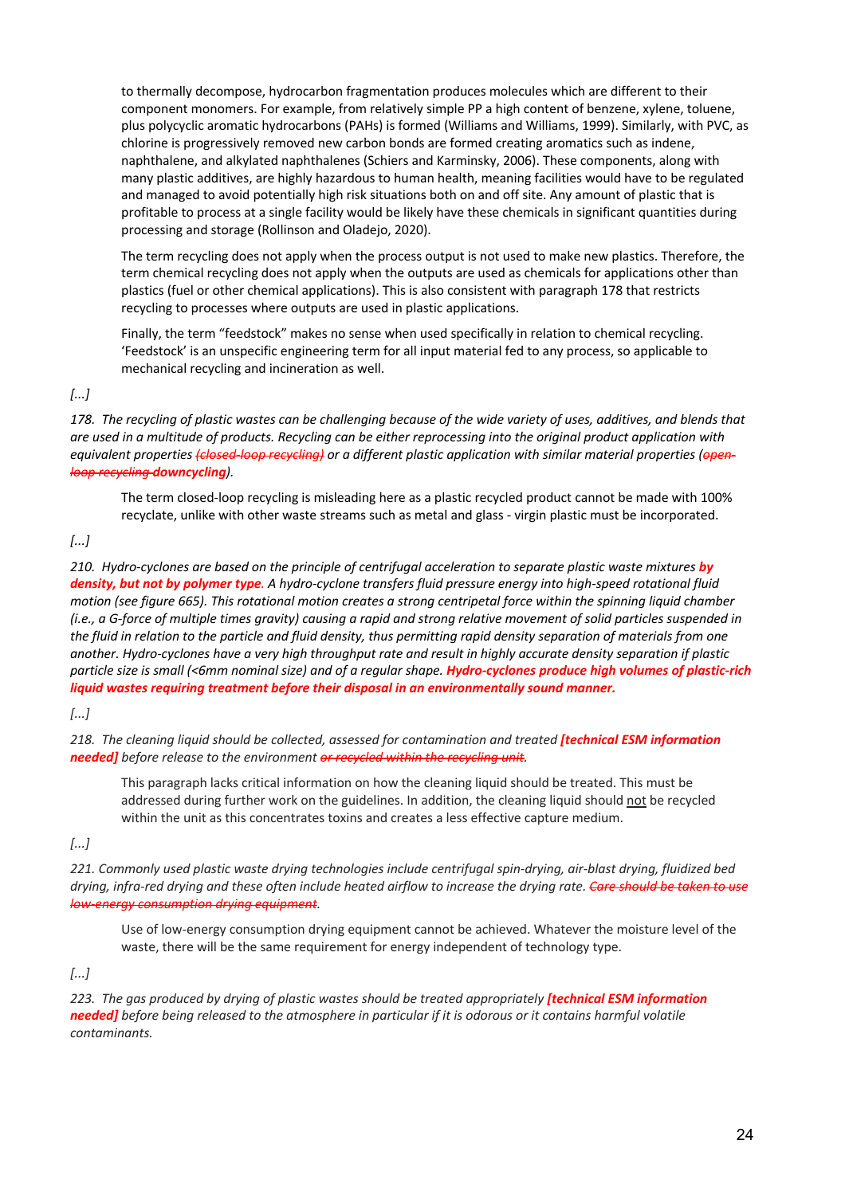to thermally decompose, hydrocarbon fragmentation produces molecules which are different to their component monomers. For example, from relatively simple PP a high content of benzene, xylene, toluene, plus polycyclic aromatic hydrocarbons (PAHs) is formed (Williams and Williams, 1999). Similarly, with PVC, as chlorine is progressively removed new carbon bonds are formed creating aromatics such as indene, naphthalene, and alkylated naphthalenes (Schiers and Karminsky, 2006). These components, along with many plastic additives, are highly hazardous to human health, meaning facilities would have to be regulated and managed to avoid potentially high risk situations both on and off site. Any amount of plastic that is profitable to process at a single facility would be likely have these chemicals in significant quantities during processing and storage (Rollinson and Oladejo, 2020).

The term recycling does not apply when the process output is not used to make new plastics. Therefore, the term chemical recycling does not apply when the outputs are used as chemicals for applications other than plastics (fuel or other chemical applications). This is also consistent with paragraph 178 that restricts recycling to processes where outputs are used in plastic applications.

Finally, the term "feedstock" makes no sense when used specifically in relation to chemical recycling. 'Feedstock' is an unspecific engineering term for all input material fed to any process, so applicable to mechanical recycling and incineration as well.

*[...]*

*178. The recycling of plastic wastes can be challenging because of the wide variety of uses, additives, and blends that are used in a multitude of products. Recycling can be either reprocessing into the original product application with equivalent properties ~~(closed-loop recycling)~~ or a different plastic application with similar material properties (~~open-loop recycling~~ **downcycling**).*

The term closed-loop recycling is misleading here as a plastic recycled product cannot be made with 100% recyclate, unlike with other waste streams such as metal and glass - virgin plastic must be incorporated.

*[...]*

*210. Hydro-cyclones are based on the principle of centrifugal acceleration to separate plastic waste mixtures **by density, but not by polymer type**. A hydro-cyclone transfers fluid pressure energy into high-speed rotational fluid motion (see figure 665). This rotational motion creates a strong centripetal force within the spinning liquid chamber (i.e., a G-force of multiple times gravity) causing a rapid and strong relative movement of solid particles suspended in the fluid in relation to the particle and fluid density, thus permitting rapid density separation of materials from one another. Hydro-cyclones have a very high throughput rate and result in highly accurate density separation if plastic particle size is small (<6mm nominal size) and of a regular shape. **Hydro-cyclones produce high volumes of plastic-rich liquid wastes requiring treatment before their disposal in an environmentally sound manner.***

*[...]*

*218. The cleaning liquid should be collected, assessed for contamination and treated **[technical ESM information needed]** before release to the environment ~~or recycled within the recycling unit~~.*

This paragraph lacks critical information on how the cleaning liquid should be treated. This must be addressed during further work on the guidelines. In addition, the cleaning liquid should not be recycled within the unit as this concentrates toxins and creates a less effective capture medium.

*[...]*

*221. Commonly used plastic waste drying technologies include centrifugal spin-drying, air-blast drying, fluidized bed drying, infra-red drying and these often include heated airflow to increase the drying rate. ~~Care should be taken to use low-energy consumption drying equipment~~.*

Use of low-energy consumption drying equipment cannot be achieved. Whatever the moisture level of the waste, there will be the same requirement for energy independent of technology type.

*[...]*

*223. The gas produced by drying of plastic wastes should be treated appropriately **[technical ESM information needed]** before being released to the atmosphere in particular if it is odorous or it contains harmful volatile contaminants.*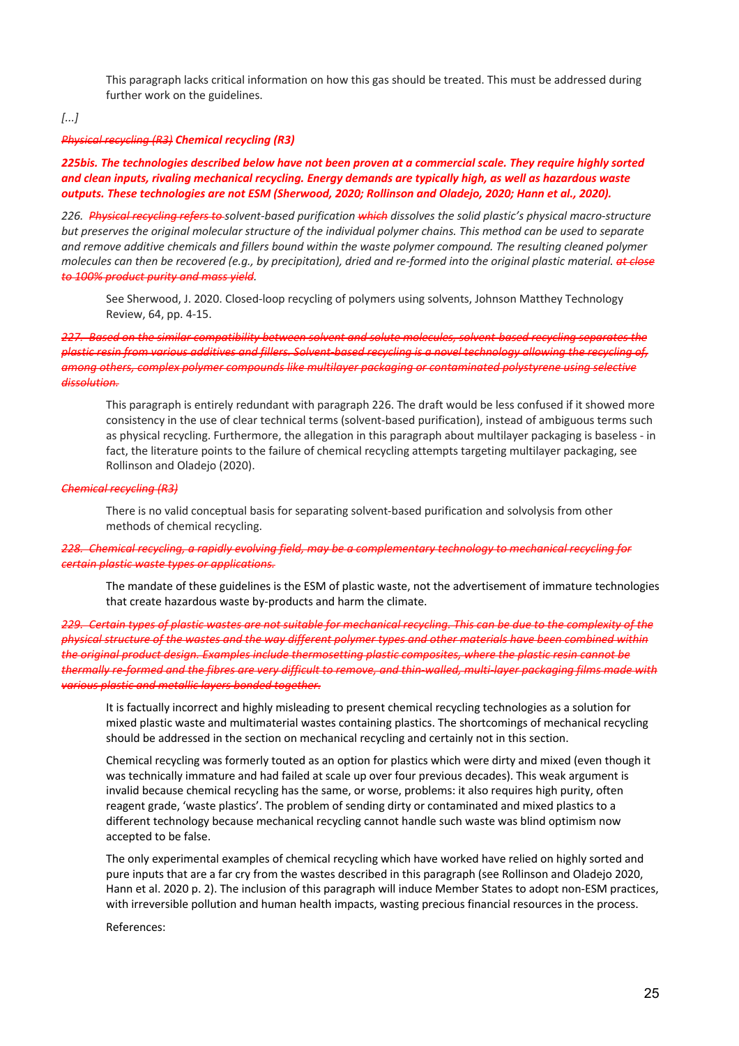This paragraph lacks critical information on how this gas should be treated. This must be addressed during further work on the guidelines.

*[...]*

***~~Physical recycling (R3)~~ Chemical recycling (R3)***

***225bis. The technologies described below have not been proven at a commercial scale. They require highly sorted and clean inputs, rivaling mechanical recycling. Energy demands are typically high, as well as hazardous waste outputs. These technologies are not ESM (Sherwood, 2020; Rollinson and Oladejo, 2020; Hann et al., 2020).***

*226. ~~Physical recycling refers to~~ solvent-based purification ~~which~~ dissolves the solid plastic's physical macro-structure but preserves the original molecular structure of the individual polymer chains. This method can be used to separate and remove additive chemicals and fillers bound within the waste polymer compound. The resulting cleaned polymer molecules can then be recovered (e.g., by precipitation), dried and re-formed into the original plastic material. ~~at close to 100% product purity and mass yield~~.*

> See Sherwood, J. 2020. Closed-loop recycling of polymers using solvents, Johnson Matthey Technology Review, 64, pp. 4-15.

*~~227. Based on the similar compatibility between solvent and solute molecules, solvent-based recycling separates the plastic resin from various additives and fillers. Solvent-based recycling is a novel technology allowing the recycling of, among others, complex polymer compounds like multilayer packaging or contaminated polystyrene using selective dissolution.~~*

> This paragraph is entirely redundant with paragraph 226. The draft would be less confused if it showed more consistency in the use of clear technical terms (solvent-based purification), instead of ambiguous terms such as physical recycling. Furthermore, the allegation in this paragraph about multilayer packaging is baseless - in fact, the literature points to the failure of chemical recycling attempts targeting multilayer packaging, see Rollinson and Oladejo (2020).

*~~Chemical recycling (R3)~~*

> There is no valid conceptual basis for separating solvent-based purification and solvolysis from other methods of chemical recycling.

*~~228. Chemical recycling, a rapidly evolving field, may be a complementary technology to mechanical recycling for certain plastic waste types or applications.~~*

> The mandate of these guidelines is the ESM of plastic waste, not the advertisement of immature technologies that create hazardous waste by-products and harm the climate.

*~~229. Certain types of plastic wastes are not suitable for mechanical recycling. This can be due to the complexity of the physical structure of the wastes and the way different polymer types and other materials have been combined within the original product design. Examples include thermosetting plastic composites, where the plastic resin cannot be thermally re-formed and the fibres are very difficult to remove, and thin-walled, multi-layer packaging films made with various plastic and metallic layers bonded together.~~*

> It is factually incorrect and highly misleading to present chemical recycling technologies as a solution for mixed plastic waste and multimaterial wastes containing plastics. The shortcomings of mechanical recycling should be addressed in the section on mechanical recycling and certainly not in this section.
>
> Chemical recycling was formerly touted as an option for plastics which were dirty and mixed (even though it was technically immature and had failed at scale up over four previous decades). This weak argument is invalid because chemical recycling has the same, or worse, problems: it also requires high purity, often reagent grade, 'waste plastics'. The problem of sending dirty or contaminated and mixed plastics to a different technology because mechanical recycling cannot handle such waste was blind optimism now accepted to be false.
>
> The only experimental examples of chemical recycling which have worked have relied on highly sorted and pure inputs that are a far cry from the wastes described in this paragraph (see Rollinson and Oladejo 2020, Hann et al. 2020 p. 2). The inclusion of this paragraph will induce Member States to adopt non-ESM practices, with irreversible pollution and human health impacts, wasting precious financial resources in the process.
>
> References: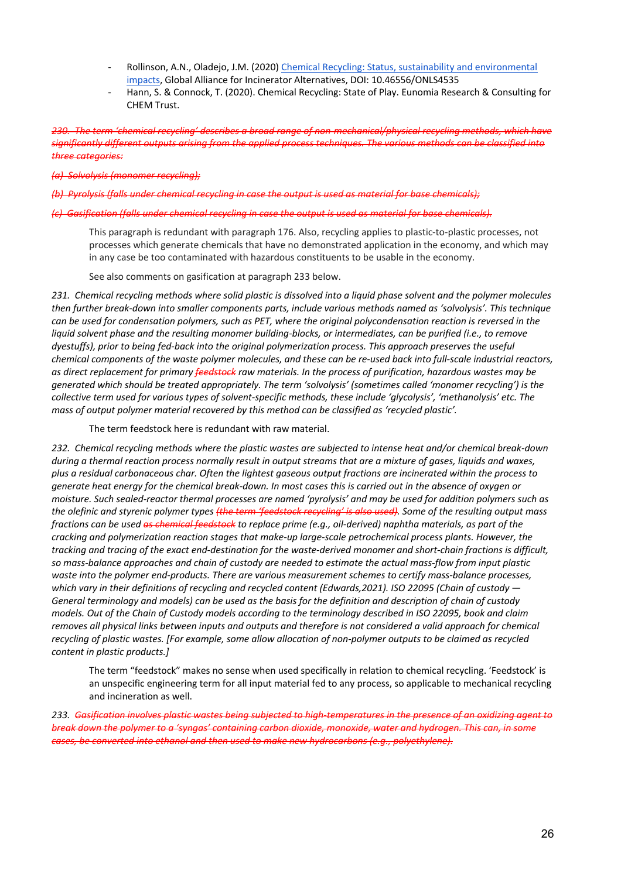- Rollinson, A.N., Oladejo, J.M. (2020) [Chemical Recycling: Status, sustainability and environmental impacts](), Global Alliance for Incinerator Alternatives, DOI: 10.46556/ONLS4535
- Hann, S. & Connock, T. (2020). Chemical Recycling: State of Play. Eunomia Research & Consulting for CHEM Trust.

~~*230. The term 'chemical recycling' describes a broad range of non-mechanical/physical recycling methods, which have significantly different outputs arising from the applied process techniques. The various methods can be classified into three categories:*~~

~~*(a) Solvolysis (monomer recycling);*~~

~~*(b) Pyrolysis (falls under chemical recycling in case the output is used as material for base chemicals);*~~

~~*(c) Gasification (falls under chemical recycling in case the output is used as material for base chemicals).*~~

> This paragraph is redundant with paragraph 176. Also, recycling applies to plastic-to-plastic processes, not processes which generate chemicals that have no demonstrated application in the economy, and which may in any case be too contaminated with hazardous constituents to be usable in the economy.
>
> See also comments on gasification at paragraph 233 below.

*231. Chemical recycling methods where solid plastic is dissolved into a liquid phase solvent and the polymer molecules then further break-down into smaller components parts, include various methods named as 'solvolysis'. This technique can be used for condensation polymers, such as PET, where the original polycondensation reaction is reversed in the liquid solvent phase and the resulting monomer building-blocks, or intermediates, can be purified (i.e., to remove dyestuffs), prior to being fed-back into the original polymerization process. This approach preserves the useful chemical components of the waste polymer molecules, and these can be re-used back into full-scale industrial reactors, as direct replacement for primary ~~feedstock~~ raw materials. In the process of purification, hazardous wastes may be generated which should be treated appropriately. The term 'solvolysis' (sometimes called 'monomer recycling') is the collective term used for various types of solvent-specific methods, these include 'glycolysis', 'methanolysis' etc. The mass of output polymer material recovered by this method can be classified as 'recycled plastic'.*

> The term feedstock here is redundant with raw material.

*232. Chemical recycling methods where the plastic wastes are subjected to intense heat and/or chemical break-down during a thermal reaction process normally result in output streams that are a mixture of gases, liquids and waxes, plus a residual carbonaceous char. Often the lightest gaseous output fractions are incinerated within the process to generate heat energy for the chemical break-down. In most cases this is carried out in the absence of oxygen or moisture. Such sealed-reactor thermal processes are named 'pyrolysis' and may be used for addition polymers such as the olefinic and styrenic polymer types ~~(the term 'feedstock recycling' is also used)~~. Some of the resulting output mass fractions can be used ~~as chemical feedstock~~ to replace prime (e.g., oil-derived) naphtha materials, as part of the cracking and polymerization reaction stages that make-up large-scale petrochemical process plants. However, the tracking and tracing of the exact end-destination for the waste-derived monomer and short-chain fractions is difficult, so mass-balance approaches and chain of custody are needed to estimate the actual mass-flow from input plastic waste into the polymer end-products. There are various measurement schemes to certify mass-balance processes, which vary in their definitions of recycling and recycled content (Edwards,2021). ISO 22095 (Chain of custody — General terminology and models) can be used as the basis for the definition and description of chain of custody models. Out of the Chain of Custody models according to the terminology described in ISO 22095, book and claim removes all physical links between inputs and outputs and therefore is not considered a valid approach for chemical recycling of plastic wastes. [For example, some allow allocation of non-polymer outputs to be claimed as recycled content in plastic products.]*

> The term "feedstock" makes no sense when used specifically in relation to chemical recycling. 'Feedstock' is an unspecific engineering term for all input material fed to any process, so applicable to mechanical recycling and incineration as well.

*233. ~~Gasification involves plastic wastes being subjected to high-temperatures in the presence of an oxidizing agent to break down the polymer to a 'syngas' containing carbon dioxide, monoxide, water and hydrogen. This can, in some cases, be converted into ethanol and then used to make new hydrocarbons (e.g., polyethylene).~~*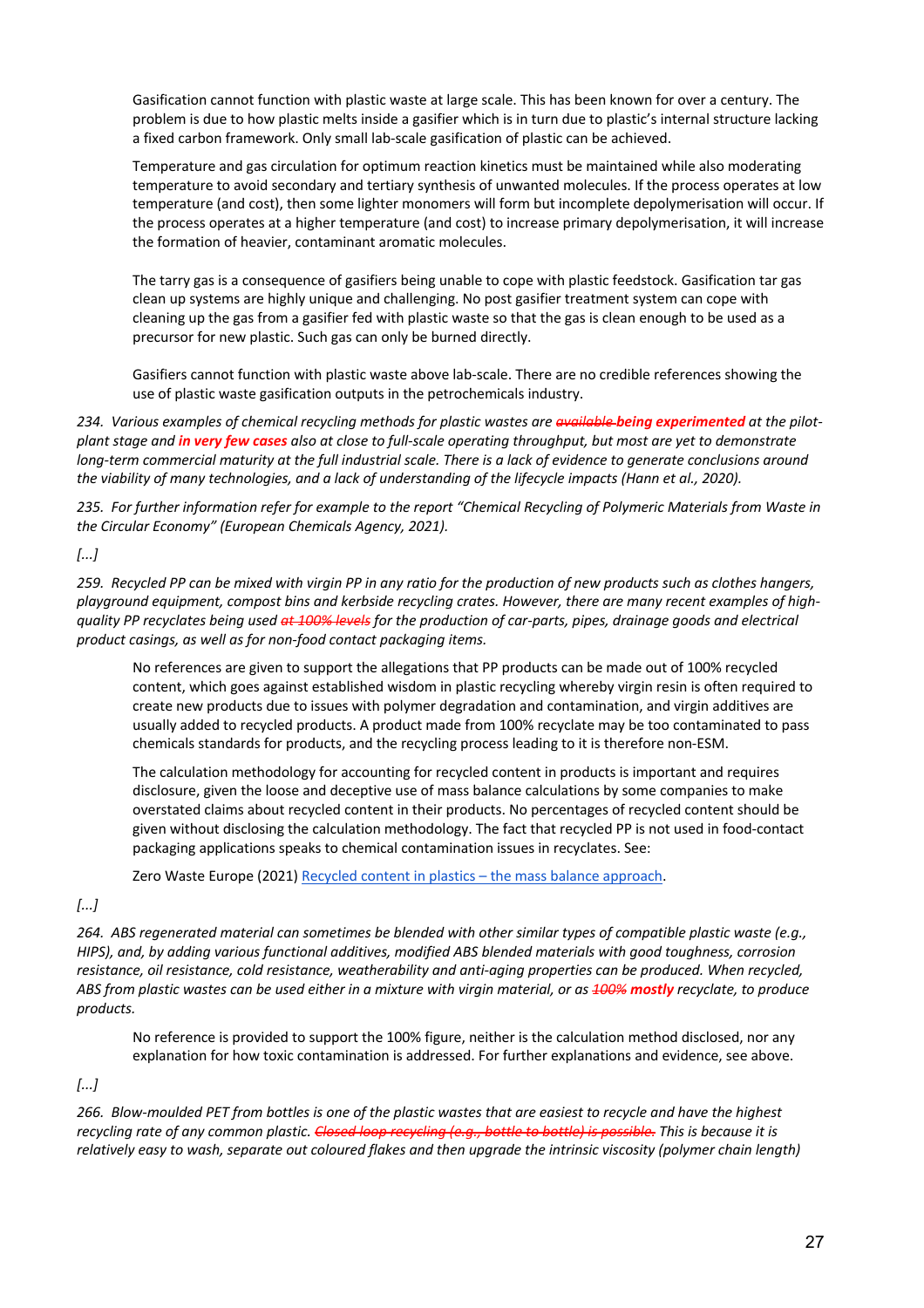Gasification cannot function with plastic waste at large scale. This has been known for over a century. The problem is due to how plastic melts inside a gasifier which is in turn due to plastic's internal structure lacking a fixed carbon framework. Only small lab-scale gasification of plastic can be achieved.

Temperature and gas circulation for optimum reaction kinetics must be maintained while also moderating temperature to avoid secondary and tertiary synthesis of unwanted molecules. If the process operates at low temperature (and cost), then some lighter monomers will form but incomplete depolymerisation will occur. If the process operates at a higher temperature (and cost) to increase primary depolymerisation, it will increase the formation of heavier, contaminant aromatic molecules.

The tarry gas is a consequence of gasifiers being unable to cope with plastic feedstock. Gasification tar gas clean up systems are highly unique and challenging. No post gasifier treatment system can cope with cleaning up the gas from a gasifier fed with plastic waste so that the gas is clean enough to be used as a precursor for new plastic. Such gas can only be burned directly.

Gasifiers cannot function with plastic waste above lab-scale. There are no credible references showing the use of plastic waste gasification outputs in the petrochemicals industry.

*234. Various examples of chemical recycling methods for plastic wastes are ~~available~~ **being experimented** at the pilot-plant stage and **in very few cases** also at close to full-scale operating throughput, but most are yet to demonstrate long-term commercial maturity at the full industrial scale. There is a lack of evidence to generate conclusions around the viability of many technologies, and a lack of understanding of the lifecycle impacts (Hann et al., 2020).*

*235. For further information refer for example to the report "Chemical Recycling of Polymeric Materials from Waste in the Circular Economy" (European Chemicals Agency, 2021).*

*[...]*

*259. Recycled PP can be mixed with virgin PP in any ratio for the production of new products such as clothes hangers, playground equipment, compost bins and kerbside recycling crates. However, there are many recent examples of high-quality PP recyclates being used ~~at 100% levels~~ for the production of car-parts, pipes, drainage goods and electrical product casings, as well as for non-food contact packaging items.*

No references are given to support the allegations that PP products can be made out of 100% recycled content, which goes against established wisdom in plastic recycling whereby virgin resin is often required to create new products due to issues with polymer degradation and contamination, and virgin additives are usually added to recycled products. A product made from 100% recyclate may be too contaminated to pass chemicals standards for products, and the recycling process leading to it is therefore non-ESM.

The calculation methodology for accounting for recycled content in products is important and requires disclosure, given the loose and deceptive use of mass balance calculations by some companies to make overstated claims about recycled content in their products. No percentages of recycled content should be given without disclosing the calculation methodology. The fact that recycled PP is not used in food-contact packaging applications speaks to chemical contamination issues in recyclates. See:

Zero Waste Europe (2021) [Recycled content in plastics – the mass balance approach](#).

*[...]*

*264. ABS regenerated material can sometimes be blended with other similar types of compatible plastic waste (e.g., HIPS), and, by adding various functional additives, modified ABS blended materials with good toughness, corrosion resistance, oil resistance, cold resistance, weatherability and anti-aging properties can be produced. When recycled, ABS from plastic wastes can be used either in a mixture with virgin material, or as ~~100%~~ **mostly** recyclate, to produce products.*

No reference is provided to support the 100% figure, neither is the calculation method disclosed, nor any explanation for how toxic contamination is addressed. For further explanations and evidence, see above.

*[...]*

*266. Blow-moulded PET from bottles is one of the plastic wastes that are easiest to recycle and have the highest recycling rate of any common plastic. ~~Closed loop recycling (e.g., bottle to bottle) is possible.~~ This is because it is relatively easy to wash, separate out coloured flakes and then upgrade the intrinsic viscosity (polymer chain length)*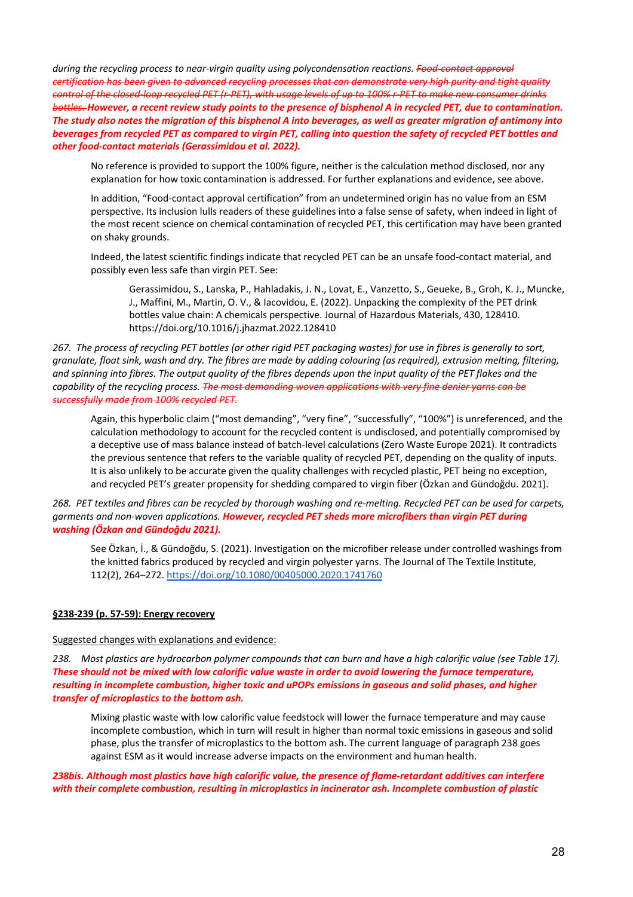*during the recycling process to near-virgin quality using polycondensation reactions.* ~~*Food-contact approval certification has been given to advanced recycling processes that can demonstrate very high purity and tight quality control of the closed-loop recycled PET (r-PET), with usage levels of up to 100% r-PET to make new consumer drinks bottles.*~~ ***However, a recent review study points to the presence of bisphenol A in recycled PET, due to contamination. The study also notes the migration of this bisphenol A into beverages, as well as greater migration of antimony into beverages from recycled PET as compared to virgin PET, calling into question the safety of recycled PET bottles and other food-contact materials (Gerassimidou et al. 2022).***

> No reference is provided to support the 100% figure, neither is the calculation method disclosed, nor any explanation for how toxic contamination is addressed. For further explanations and evidence, see above.
>
> In addition, "Food-contact approval certification" from an undetermined origin has no value from an ESM perspective. Its inclusion lulls readers of these guidelines into a false sense of safety, when indeed in light of the most recent science on chemical contamination of recycled PET, this certification may have been granted on shaky grounds.
>
> Indeed, the latest scientific findings indicate that recycled PET can be an unsafe food-contact material, and possibly even less safe than virgin PET. See:
>
> > Gerassimidou, S., Lanska, P., Hahladakis, J. N., Lovat, E., Vanzetto, S., Geueke, B., Groh, K. J., Muncke, J., Maffini, M., Martin, O. V., & Iacovidou, E. (2022). Unpacking the complexity of the PET drink bottles value chain: A chemicals perspective. Journal of Hazardous Materials, 430, 128410. https://doi.org/10.1016/j.jhazmat.2022.128410

*267. The process of recycling PET bottles (or other rigid PET packaging wastes) for use in fibres is generally to sort, granulate, float sink, wash and dry. The fibres are made by adding colouring (as required), extrusion melting, filtering, and spinning into fibres. The output quality of the fibres depends upon the input quality of the PET flakes and the capability of the recycling process.* ~~*The most demanding woven applications with very fine denier yarns can be successfully made from 100% recycled PET.*~~

> Again, this hyperbolic claim ("most demanding", "very fine", "successfully", "100%") is unreferenced, and the calculation methodology to account for the recycled content is undisclosed, and potentially compromised by a deceptive use of mass balance instead of batch-level calculations (Zero Waste Europe 2021). It contradicts the previous sentence that refers to the variable quality of recycled PET, depending on the quality of inputs. It is also unlikely to be accurate given the quality challenges with recycled plastic, PET being no exception, and recycled PET's greater propensity for shedding compared to virgin fiber (Özkan and Gündoğdu. 2021).

*268. PET textiles and fibres can be recycled by thorough washing and re-melting. Recycled PET can be used for carpets, garments and non-woven applications.* ***However, recycled PET sheds more microfibers than virgin PET during washing (Özkan and Gündoğdu 2021).***

> See Özkan, İ., & Gündoğdu, S. (2021). Investigation on the microfiber release under controlled washings from the knitted fabrics produced by recycled and virgin polyester yarns. The Journal of The Textile Institute, 112(2), 264–272. https://doi.org/10.1080/00405000.2020.1741760

**<u>§238-239 (p. 57-59): Energy recovery</u>**

<u>Suggested changes with explanations and evidence:</u>

*238. Most plastics are hydrocarbon polymer compounds that can burn and have a high calorific value (see Table 17).* ***These should not be mixed with low calorific value waste in order to avoid lowering the furnace temperature, resulting in incomplete combustion, higher toxic and uPOPs emissions in gaseous and solid phases, and higher transfer of microplastics to the bottom ash.***

> Mixing plastic waste with low calorific value feedstock will lower the furnace temperature and may cause incomplete combustion, which in turn will result in higher than normal toxic emissions in gaseous and solid phase, plus the transfer of microplastics to the bottom ash. The current language of paragraph 238 goes against ESM as it would increase adverse impacts on the environment and human health.

***238bis. Although most plastics have high calorific value, the presence of flame-retardant additives can interfere with their complete combustion, resulting in microplastics in incinerator ash. Incomplete combustion of plastic***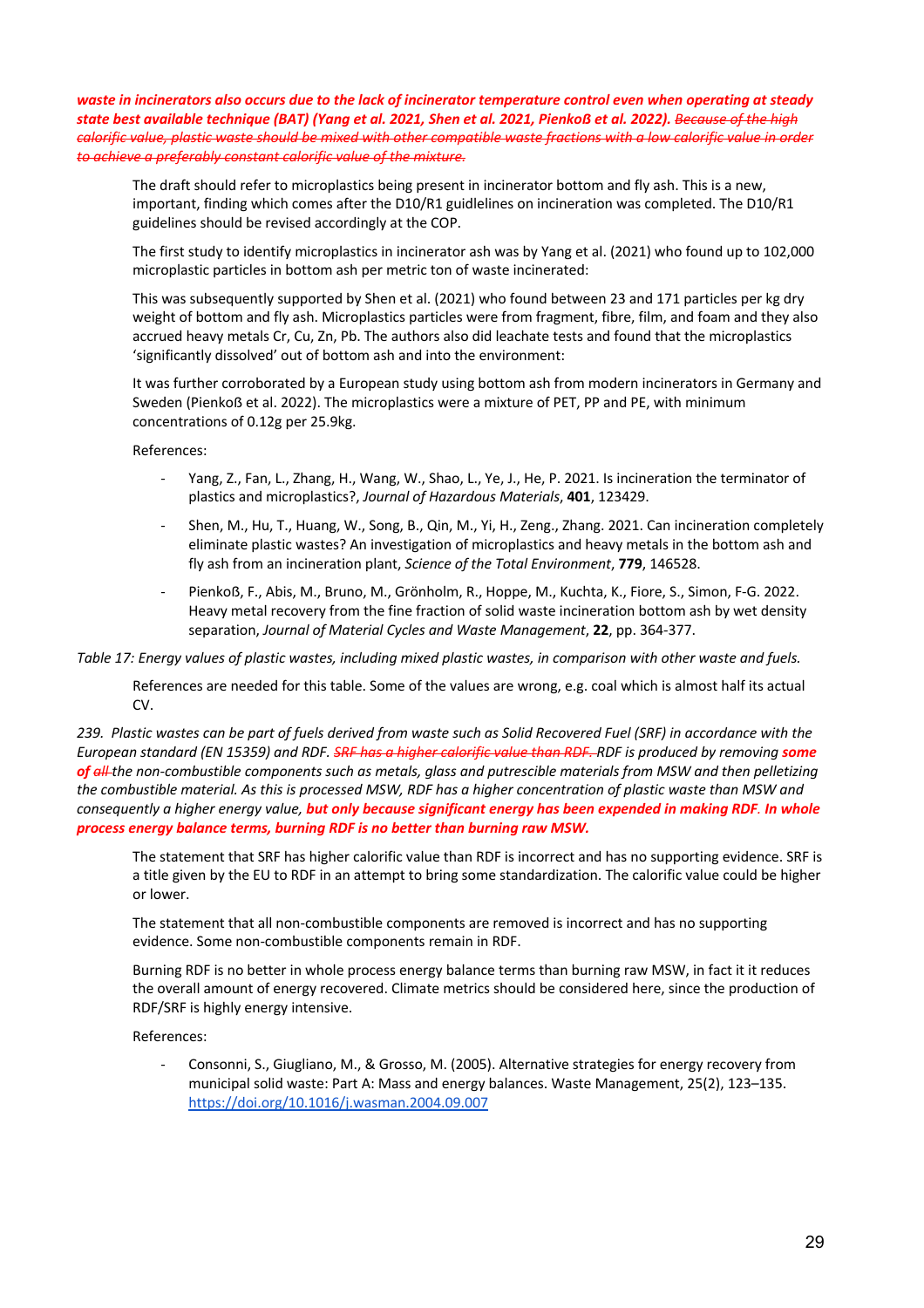***waste in incinerators also occurs due to the lack of incinerator temperature control even when operating at steady state best available technique (BAT) (Yang et al. 2021, Shen et al. 2021, Pienkoß et al. 2022).*** ~~*Because of the high calorific value, plastic waste should be mixed with other compatible waste fractions with a low calorific value in order to achieve a preferably constant calorific value of the mixture.*~~

> The draft should refer to microplastics being present in incinerator bottom and fly ash. This is a new, important, finding which comes after the D10/R1 guidelines on incineration was completed. The D10/R1 guidelines should be revised accordingly at the COP.
>
> The first study to identify microplastics in incinerator ash was by Yang et al. (2021) who found up to 102,000 microplastic particles in bottom ash per metric ton of waste incinerated:
>
> This was subsequently supported by Shen et al. (2021) who found between 23 and 171 particles per kg dry weight of bottom and fly ash. Microplastics particles were from fragment, fibre, film, and foam and they also accrued heavy metals Cr, Cu, Zn, Pb. The authors also did leachate tests and found that the microplastics 'significantly dissolved' out of bottom ash and into the environment:
>
> It was further corroborated by a European study using bottom ash from modern incinerators in Germany and Sweden (Pienkoß et al. 2022). The microplastics were a mixture of PET, PP and PE, with minimum concentrations of 0.12g per 25.9kg.
>
> References:
>
> - Yang, Z., Fan, L., Zhang, H., Wang, W., Shao, L., Ye, J., He, P. 2021. Is incineration the terminator of plastics and microplastics?, *Journal of Hazardous Materials*, **401**, 123429.
> - Shen, M., Hu, T., Huang, W., Song, B., Qin, M., Yi, H., Zeng., Zhang. 2021. Can incineration completely eliminate plastic wastes? An investigation of microplastics and heavy metals in the bottom ash and fly ash from an incineration plant, *Science of the Total Environment*, **779**, 146528.
> - Pienkoß, F., Abis, M., Bruno, M., Grönholm, R., Hoppe, M., Kuchta, K., Fiore, S., Simon, F-G. 2022. Heavy metal recovery from the fine fraction of solid waste incineration bottom ash by wet density separation, *Journal of Material Cycles and Waste Management*, **22**, pp. 364-377.

*Table 17: Energy values of plastic wastes, including mixed plastic wastes, in comparison with other waste and fuels.*

> References are needed for this table. Some of the values are wrong, e.g. coal which is almost half its actual CV.

*239. Plastic wastes can be part of fuels derived from waste such as Solid Recovered Fuel (SRF) in accordance with the European standard (EN 15359) and RDF.* ~~*SRF has a higher calorific value than RDF.*~~ *RDF is produced by removing* ***some of*** ~~*all*~~ *the non-combustible components such as metals, glass and putrescible materials from MSW and then pelletizing the combustible material. As this is processed MSW, RDF has a higher concentration of plastic waste than MSW and consequently a higher energy value,* ***but only because significant energy has been expended in making RDF. In whole process energy balance terms, burning RDF is no better than burning raw MSW.***

> The statement that SRF has higher calorific value than RDF is incorrect and has no supporting evidence. SRF is a title given by the EU to RDF in an attempt to bring some standardization. The calorific value could be higher or lower.
>
> The statement that all non-combustible components are removed is incorrect and has no supporting evidence. Some non-combustible components remain in RDF.
>
> Burning RDF is no better in whole process energy balance terms than burning raw MSW, in fact it it reduces the overall amount of energy recovered. Climate metrics should be considered here, since the production of RDF/SRF is highly energy intensive.
>
> References:
>
> - Consonni, S., Giugliano, M., & Grosso, M. (2005). Alternative strategies for energy recovery from municipal solid waste: Part A: Mass and energy balances. Waste Management, 25(2), 123–135. https://doi.org/10.1016/j.wasman.2004.09.007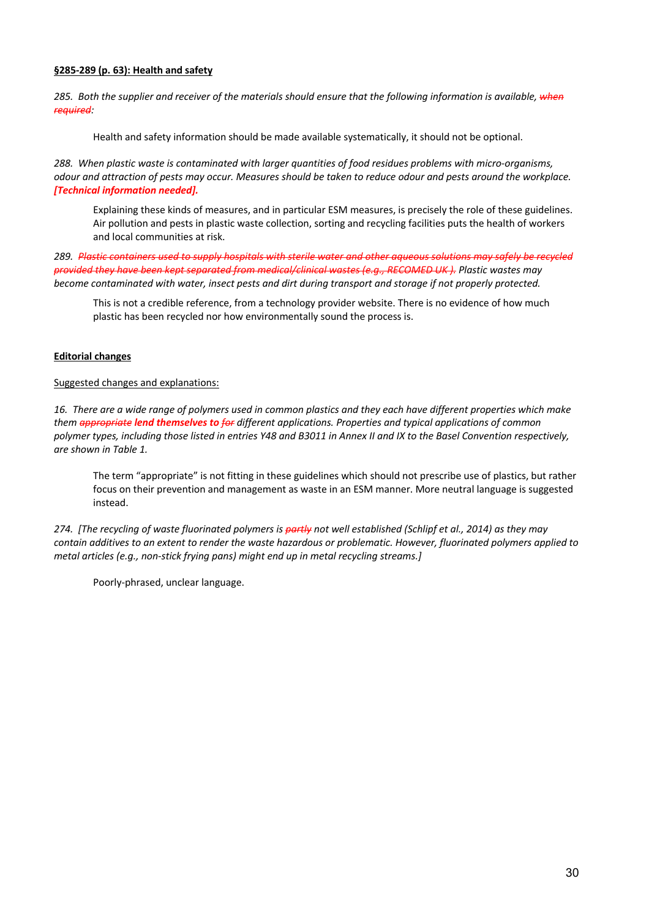**§285-289 (p. 63): Health and safety**

*285. Both the supplier and receiver of the materials should ensure that the following information is available, ~~when required~~:*

Health and safety information should be made available systematically, it should not be optional.

*288. When plastic waste is contaminated with larger quantities of food residues problems with micro-organisms, odour and attraction of pests may occur. Measures should be taken to reduce odour and pests around the workplace.* ***[Technical information needed].***

Explaining these kinds of measures, and in particular ESM measures, is precisely the role of these guidelines. Air pollution and pests in plastic waste collection, sorting and recycling facilities puts the health of workers and local communities at risk.

*289. ~~Plastic containers used to supply hospitals with sterile water and other aqueous solutions may safely be recycled provided they have been kept separated from medical/clinical wastes (e.g., RECOMED UK ).~~ Plastic wastes may become contaminated with water, insect pests and dirt during transport and storage if not properly protected.*

This is not a credible reference, from a technology provider website. There is no evidence of how much plastic has been recycled nor how environmentally sound the process is.

**Editorial changes**

Suggested changes and explanations:

*16. There are a wide range of polymers used in common plastics and they each have different properties which make them ~~appropriate~~* ***lend themselves to*** *~~for~~ different applications. Properties and typical applications of common polymer types, including those listed in entries Y48 and B3011 in Annex II and IX to the Basel Convention respectively, are shown in Table 1.*

The term "appropriate" is not fitting in these guidelines which should not prescribe use of plastics, but rather focus on their prevention and management as waste in an ESM manner. More neutral language is suggested instead.

*274. [The recycling of waste fluorinated polymers is ~~partly~~ not well established (Schlipf et al., 2014) as they may contain additives to an extent to render the waste hazardous or problematic. However, fluorinated polymers applied to metal articles (e.g., non-stick frying pans) might end up in metal recycling streams.]*

Poorly-phrased, unclear language.